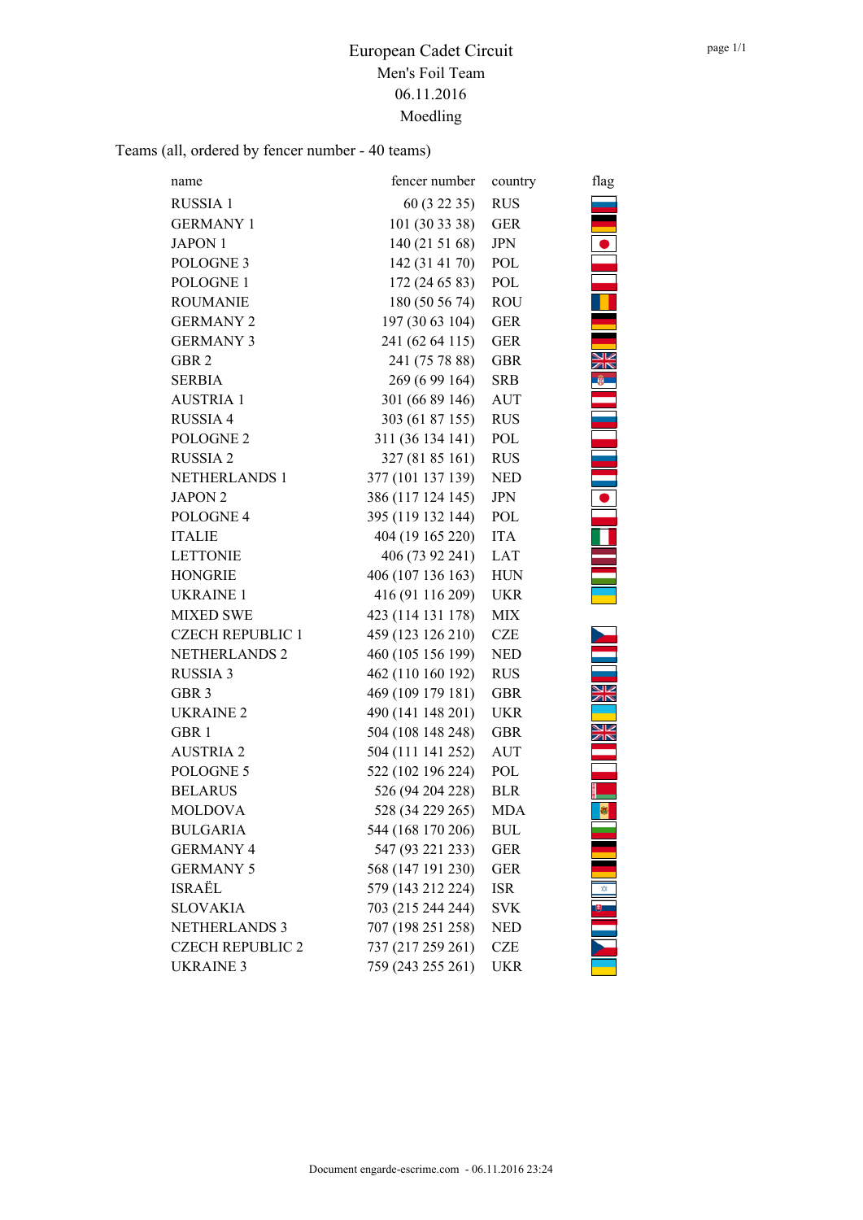# European Cadet Circuit

## Men's Foil Team

## 06.11.2016

## Moedling

Teams (all, ordered by fencer number - 40 teams)

| name | fencer number | country | flag |
|---|---|---|---|
| RUSSIA 1 | 60 (3 22 35) | RUS | |
| GERMANY 1 | 101 (30 33 38) | GER | |
| JAPON 1 | 140 (21 51 68) | JPN | |
| POLOGNE 3 | 142 (31 41 70) | POL | |
| POLOGNE 1 | 172 (24 65 83) | POL | |
| ROUMANIE | 180 (50 56 74) | ROU | |
| GERMANY 2 | 197 (30 63 104) | GER | |
| GERMANY 3 | 241 (62 64 115) | GER | |
| GBR 2 | 241 (75 78 88) | GBR | |
| SERBIA | 269 (6 99 164) | SRB | |
| AUSTRIA 1 | 301 (66 89 146) | AUT | |
| RUSSIA 4 | 303 (61 87 155) | RUS | |
| POLOGNE 2 | 311 (36 134 141) | POL | |
| RUSSIA 2 | 327 (81 85 161) | RUS | |
| NETHERLANDS 1 | 377 (101 137 139) | NED | |
| JAPON 2 | 386 (117 124 145) | JPN | |
| POLOGNE 4 | 395 (119 132 144) | POL | |
| ITALIE | 404 (19 165 220) | ITA | |
| LETTONIE | 406 (73 92 241) | LAT | |
| HONGRIE | 406 (107 136 163) | HUN | |
| UKRAINE 1 | 416 (91 116 209) | UKR | |
| MIXED SWE | 423 (114 131 178) | MIX | |
| CZECH REPUBLIC 1 | 459 (123 126 210) | CZE | |
| NETHERLANDS 2 | 460 (105 156 199) | NED | |
| RUSSIA 3 | 462 (110 160 192) | RUS | |
| GBR 3 | 469 (109 179 181) | GBR | |
| UKRAINE 2 | 490 (141 148 201) | UKR | |
| GBR 1 | 504 (108 148 248) | GBR | |
| AUSTRIA 2 | 504 (111 141 252) | AUT | |
| POLOGNE 5 | 522 (102 196 224) | POL | |
| BELARUS | 526 (94 204 228) | BLR | |
| MOLDOVA | 528 (34 229 265) | MDA | |
| BULGARIA | 544 (168 170 206) | BUL | |
| GERMANY 4 | 547 (93 221 233) | GER | |
| GERMANY 5 | 568 (147 191 230) | GER | |
| ISRAËL | 579 (143 212 224) | ISR | |
| SLOVAKIA | 703 (215 244 244) | SVK | |
| NETHERLANDS 3 | 707 (198 251 258) | NED | |
| CZECH REPUBLIC 2 | 737 (217 259 261) | CZE | |
| UKRAINE 3 | 759 (243 255 261) | UKR | |

Document engarde-escrime.com - 06.11.2016 23:24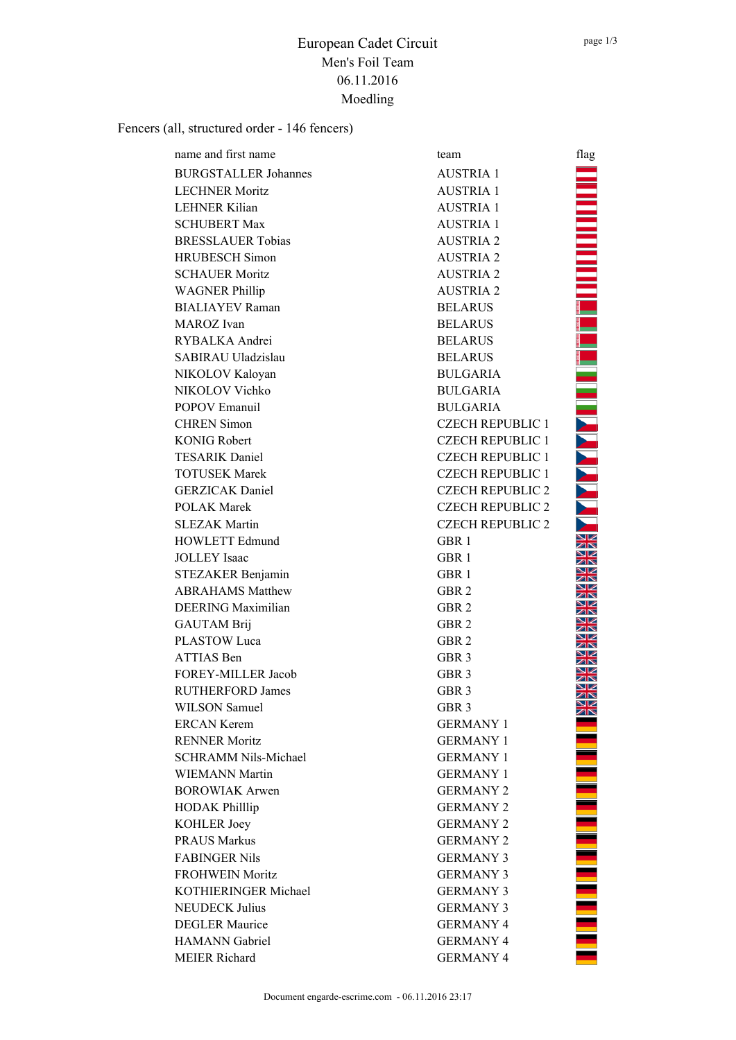# European Cadet Circuit

## Men's Foil Team

06.11.2016

Moedling

Fencers (all, structured order - 146 fencers)

| name and first name | team | flag |
|---|---|---|
| BURGSTALLER Johannes | AUSTRIA 1 | |
| LECHNER Moritz | AUSTRIA 1 | |
| LEHNER Kilian | AUSTRIA 1 | |
| SCHUBERT Max | AUSTRIA 1 | |
| BRESSLAUER Tobias | AUSTRIA 2 | |
| HRUBESCH Simon | AUSTRIA 2 | |
| SCHAUER Moritz | AUSTRIA 2 | |
| WAGNER Phillip | AUSTRIA 2 | |
| BIALIAYEV Raman | BELARUS | |
| MAROZ Ivan | BELARUS | |
| RYBALKA Andrei | BELARUS | |
| SABIRAU Uladzislau | BELARUS | |
| NIKOLOV Kaloyan | BULGARIA | |
| NIKOLOV Vichko | BULGARIA | |
| POPOV Emanuil | BULGARIA | |
| CHREN Simon | CZECH REPUBLIC 1 | |
| KONIG Robert | CZECH REPUBLIC 1 | |
| TESARIK Daniel | CZECH REPUBLIC 1 | |
| TOTUSEK Marek | CZECH REPUBLIC 1 | |
| GERZICAK Daniel | CZECH REPUBLIC 2 | |
| POLAK Marek | CZECH REPUBLIC 2 | |
| SLEZAK Martin | CZECH REPUBLIC 2 | |
| HOWLETT Edmund | GBR 1 | |
| JOLLEY Isaac | GBR 1 | |
| STEZAKER Benjamin | GBR 1 | |
| ABRAHAMS Matthew | GBR 2 | |
| DEERING Maximilian | GBR 2 | |
| GAUTAM Brij | GBR 2 | |
| PLASTOW Luca | GBR 2 | |
| ATTIAS Ben | GBR 3 | |
| FOREY-MILLER Jacob | GBR 3 | |
| RUTHERFORD James | GBR 3 | |
| WILSON Samuel | GBR 3 | |
| ERCAN Kerem | GERMANY 1 | |
| RENNER Moritz | GERMANY 1 | |
| SCHRAMM Nils-Michael | GERMANY 1 | |
| WIEMANN Martin | GERMANY 1 | |
| BOROWIAK Arwen | GERMANY 2 | |
| HODAK Philllip | GERMANY 2 | |
| KOHLER Joey | GERMANY 2 | |
| PRAUS Markus | GERMANY 2 | |
| FABINGER Nils | GERMANY 3 | |
| FROHWEIN Moritz | GERMANY 3 | |
| KOTHIERINGER Michael | GERMANY 3 | |
| NEUDECK Julius | GERMANY 3 | |
| DEGLER Maurice | GERMANY 4 | |
| HAMANN Gabriel | GERMANY 4 | |
| MEIER Richard | GERMANY 4 | |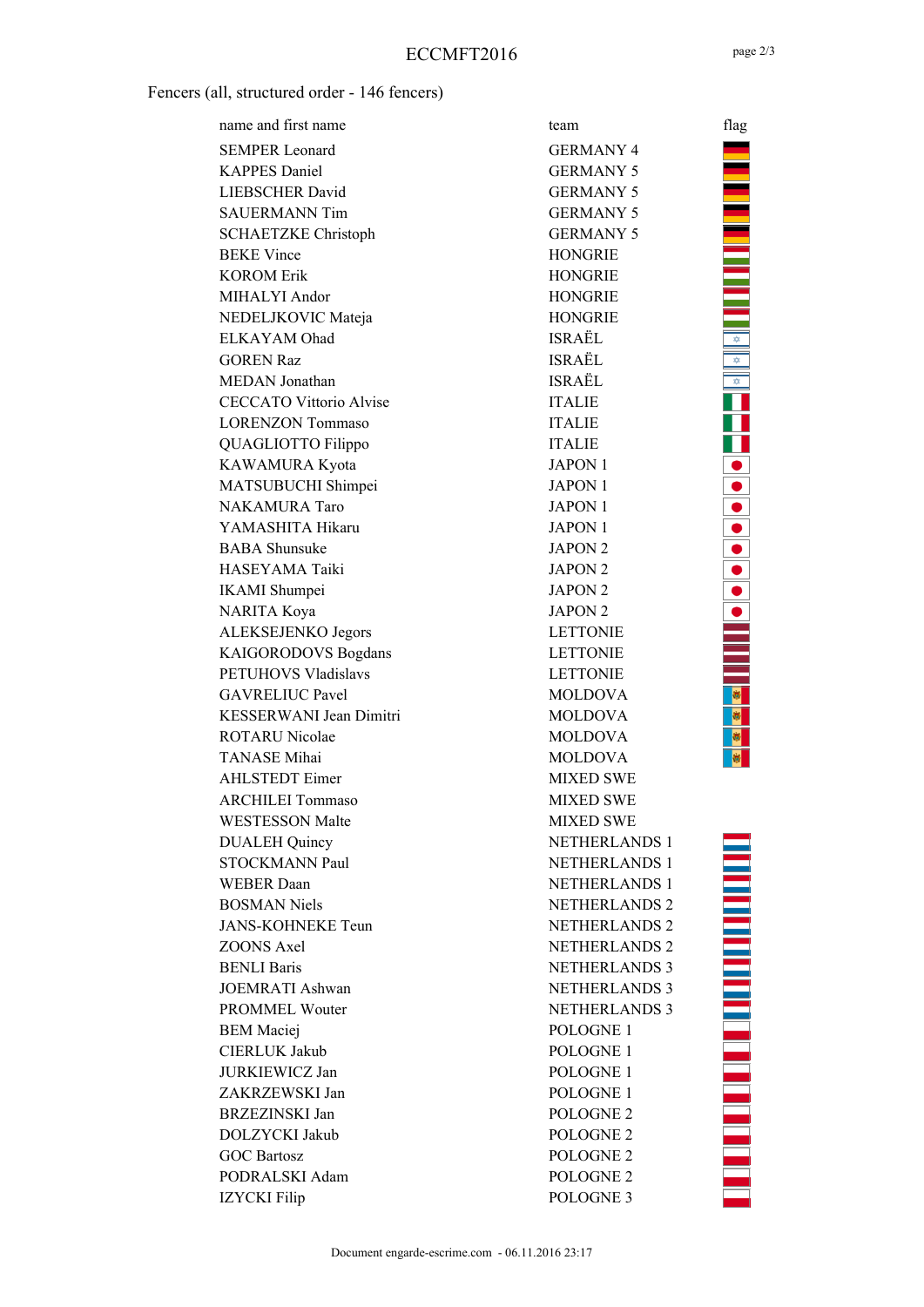Fencers (all, structured order - 146 fencers)

| name and first name | team | flag |
|---|---|---|
| SEMPER Leonard | GERMANY 4 | |
| KAPPES Daniel | GERMANY 5 | |
| LIEBSCHER David | GERMANY 5 | |
| SAUERMANN Tim | GERMANY 5 | |
| SCHAETZKE Christoph | GERMANY 5 | |
| BEKE Vince | HONGRIE | |
| KOROM Erik | HONGRIE | |
| MIHALYI Andor | HONGRIE | |
| NEDELJKOVIC Mateja | HONGRIE | |
| ELKAYAM Ohad | ISRAËL | |
| GOREN Raz | ISRAËL | |
| MEDAN Jonathan | ISRAËL | |
| CECCATO Vittorio Alvise | ITALIE | |
| LORENZON Tommaso | ITALIE | |
| QUAGLIOTTO Filippo | ITALIE | |
| KAWAMURA Kyota | JAPON 1 | |
| MATSUBUCHI Shimpei | JAPON 1 | |
| NAKAMURA Taro | JAPON 1 | |
| YAMASHITA Hikaru | JAPON 1 | |
| BABA Shunsuke | JAPON 2 | |
| HASEYAMA Taiki | JAPON 2 | |
| IKAMI Shumpei | JAPON 2 | |
| NARITA Koya | JAPON 2 | |
| ALEKSEJENKO Jegors | LETTONIE | |
| KAIGORODOVS Bogdans | LETTONIE | |
| PETUHOVS Vladislavs | LETTONIE | |
| GAVRELIUC Pavel | MOLDOVA | |
| KESSERWANI Jean Dimitri | MOLDOVA | |
| ROTARU Nicolae | MOLDOVA | |
| TANASE Mihai | MOLDOVA | |
| AHLSTEDT Eimer | MIXED SWE | |
| ARCHILEI Tommaso | MIXED SWE | |
| WESTESSON Malte | MIXED SWE | |
| DUALEH Quincy | NETHERLANDS 1 | |
| STOCKMANN Paul | NETHERLANDS 1 | |
| WEBER Daan | NETHERLANDS 1 | |
| BOSMAN Niels | NETHERLANDS 2 | |
| JANS-KOHNEKE Teun | NETHERLANDS 2 | |
| ZOONS Axel | NETHERLANDS 2 | |
| BENLI Baris | NETHERLANDS 3 | |
| JOEMRATI Ashwan | NETHERLANDS 3 | |
| PROMMEL Wouter | NETHERLANDS 3 | |
| BEM Maciej | POLOGNE 1 | |
| CIERLUK Jakub | POLOGNE 1 | |
| JURKIEWICZ Jan | POLOGNE 1 | |
| ZAKRZEWSKI Jan | POLOGNE 1 | |
| BRZEZINSKI Jan | POLOGNE 2 | |
| DOLZYCKI Jakub | POLOGNE 2 | |
| GOC Bartosz | POLOGNE 2 | |
| PODRALSKI Adam | POLOGNE 2 | |
| IZYCKI Filip | POLOGNE 3 | |

Document engarde-escrime.com - 06.11.2016 23:17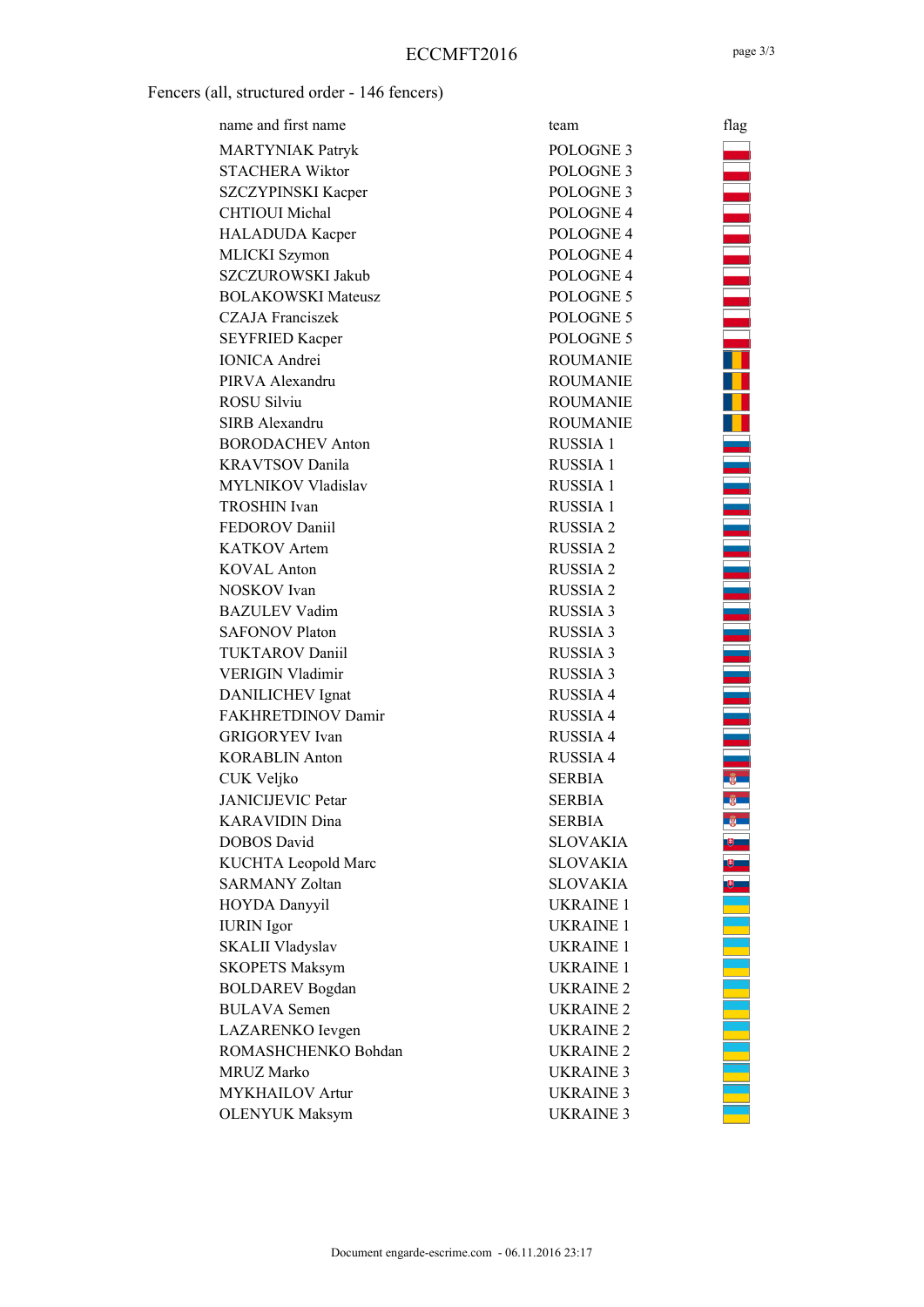ECCMFT2016

Fencers (all, structured order - 146 fencers)

| name and first name | team | flag |
|---|---|---|
| MARTYNIAK Patryk | POLOGNE 3 | |
| STACHERA Wiktor | POLOGNE 3 | |
| SZCZYPINSKI Kacper | POLOGNE 3 | |
| CHTIOUI Michal | POLOGNE 4 | |
| HALADUDA Kacper | POLOGNE 4 | |
| MLICKI Szymon | POLOGNE 4 | |
| SZCZUROWSKI Jakub | POLOGNE 4 | |
| BOLAKOWSKI Mateusz | POLOGNE 5 | |
| CZAJA Franciszek | POLOGNE 5 | |
| SEYFRIED Kacper | POLOGNE 5 | |
| IONICA Andrei | ROUMANIE | |
| PIRVA Alexandru | ROUMANIE | |
| ROSU Silviu | ROUMANIE | |
| SIRB Alexandru | ROUMANIE | |
| BORODACHEV Anton | RUSSIA 1 | |
| KRAVTSOV Danila | RUSSIA 1 | |
| MYLNIKOV Vladislav | RUSSIA 1 | |
| TROSHIN Ivan | RUSSIA 1 | |
| FEDOROV Daniil | RUSSIA 2 | |
| KATKOV Artem | RUSSIA 2 | |
| KOVAL Anton | RUSSIA 2 | |
| NOSKOV Ivan | RUSSIA 2 | |
| BAZULEV Vadim | RUSSIA 3 | |
| SAFONOV Platon | RUSSIA 3 | |
| TUKTAROV Daniil | RUSSIA 3 | |
| VERIGIN Vladimir | RUSSIA 3 | |
| DANILICHEV Ignat | RUSSIA 4 | |
| FAKHRETDINOV Damir | RUSSIA 4 | |
| GRIGORYEV Ivan | RUSSIA 4 | |
| KORABLIN Anton | RUSSIA 4 | |
| CUK Veljko | SERBIA | |
| JANICIJEVIC Petar | SERBIA | |
| KARAVIDIN Dina | SERBIA | |
| DOBOS David | SLOVAKIA | |
| KUCHTA Leopold Marc | SLOVAKIA | |
| SARMANY Zoltan | SLOVAKIA | |
| HOYDA Danyyil | UKRAINE 1 | |
| IURIN Igor | UKRAINE 1 | |
| SKALII Vladyslav | UKRAINE 1 | |
| SKOPETS Maksym | UKRAINE 1 | |
| BOLDAREV Bogdan | UKRAINE 2 | |
| BULAVA Semen | UKRAINE 2 | |
| LAZARENKO Ievgen | UKRAINE 2 | |
| ROMASHCHENKO Bohdan | UKRAINE 2 | |
| MRUZ Marko | UKRAINE 3 | |
| MYKHAILOV Artur | UKRAINE 3 | |
| OLENYUK Maksym | UKRAINE 3 | |

Document engarde-escrime.com - 06.11.2016 23:17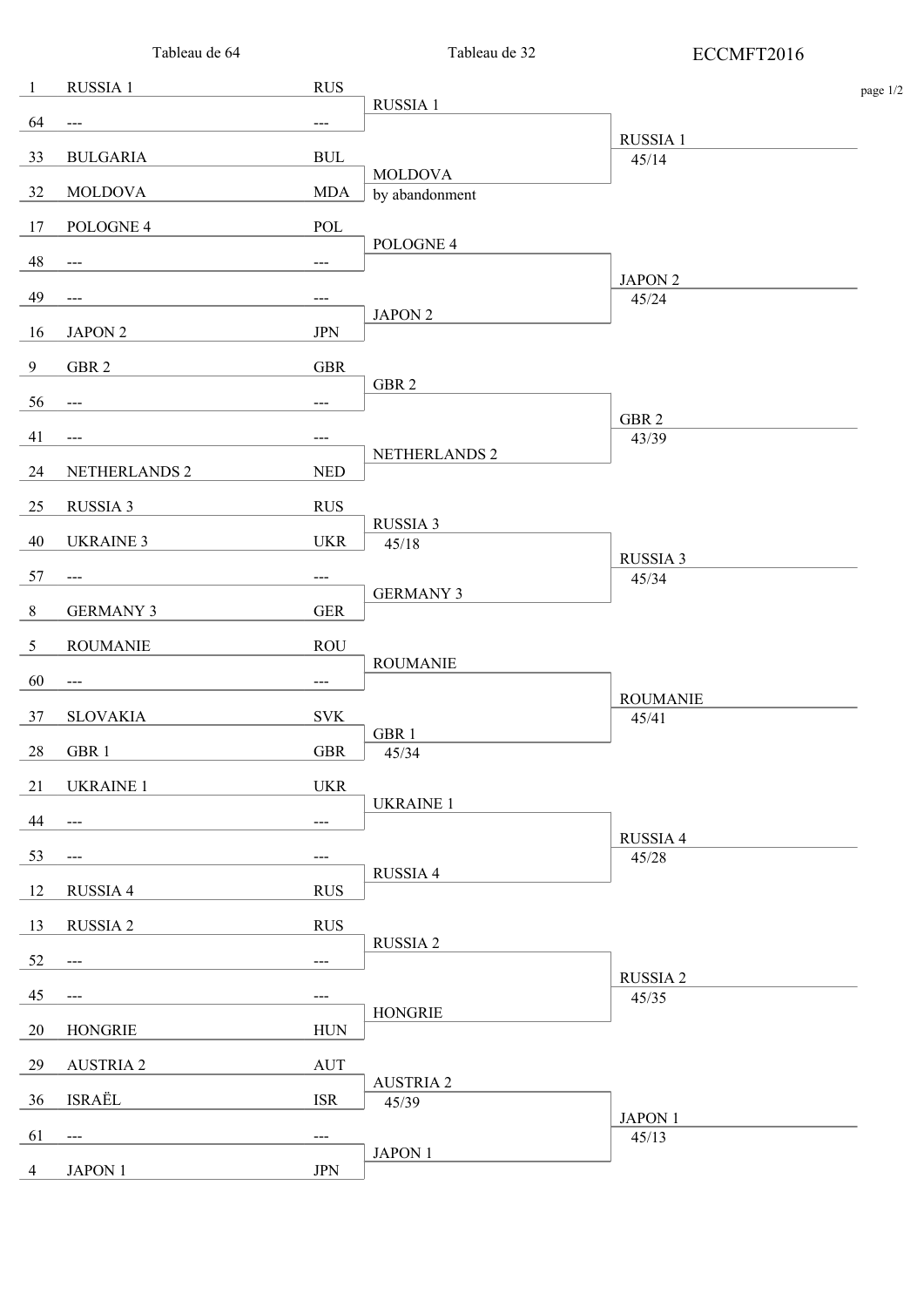Tableau de 64 | Tableau de 32 | ECCMFT2016

| Seed | Team | Nat | Tableau de 32 | Next round |
|---|---|---|---|---|
| 1 | RUSSIA 1 | RUS | RUSSIA 1 | RUSSIA 1 45/14 |
| 64 | --- | --- | | |
| 33 | BULGARIA | BUL | MOLDOVA by abandonment | |
| 32 | MOLDOVA | MDA | | |
| 17 | POLOGNE 4 | POL | POLOGNE 4 | JAPON 2 45/24 |
| 48 | --- | --- | | |
| 49 | --- | --- | JAPON 2 | |
| 16 | JAPON 2 | JPN | | |
| 9 | GBR 2 | GBR | GBR 2 | GBR 2 43/39 |
| 56 | --- | --- | | |
| 41 | --- | --- | NETHERLANDS 2 | |
| 24 | NETHERLANDS 2 | NED | | |
| 25 | RUSSIA 3 | RUS | RUSSIA 3 45/18 | RUSSIA 3 45/34 |
| 40 | UKRAINE 3 | UKR | | |
| 57 | --- | --- | GERMANY 3 | |
| 8 | GERMANY 3 | GER | | |
| 5 | ROUMANIE | ROU | ROUMANIE | ROUMANIE 45/41 |
| 60 | --- | --- | | |
| 37 | SLOVAKIA | SVK | GBR 1 45/34 | |
| 28 | GBR 1 | GBR | | |
| 21 | UKRAINE 1 | UKR | UKRAINE 1 | RUSSIA 4 45/28 |
| 44 | --- | --- | | |
| 53 | --- | --- | RUSSIA 4 | |
| 12 | RUSSIA 4 | RUS | | |
| 13 | RUSSIA 2 | RUS | RUSSIA 2 | RUSSIA 2 45/35 |
| 52 | --- | --- | | |
| 45 | --- | --- | HONGRIE | |
| 20 | HONGRIE | HUN | | |
| 29 | AUSTRIA 2 | AUT | AUSTRIA 2 45/39 | JAPON 1 45/13 |
| 36 | ISRAËL | ISR | | |
| 61 | --- | --- | JAPON 1 | |
| 4 | JAPON 1 | JPN | | |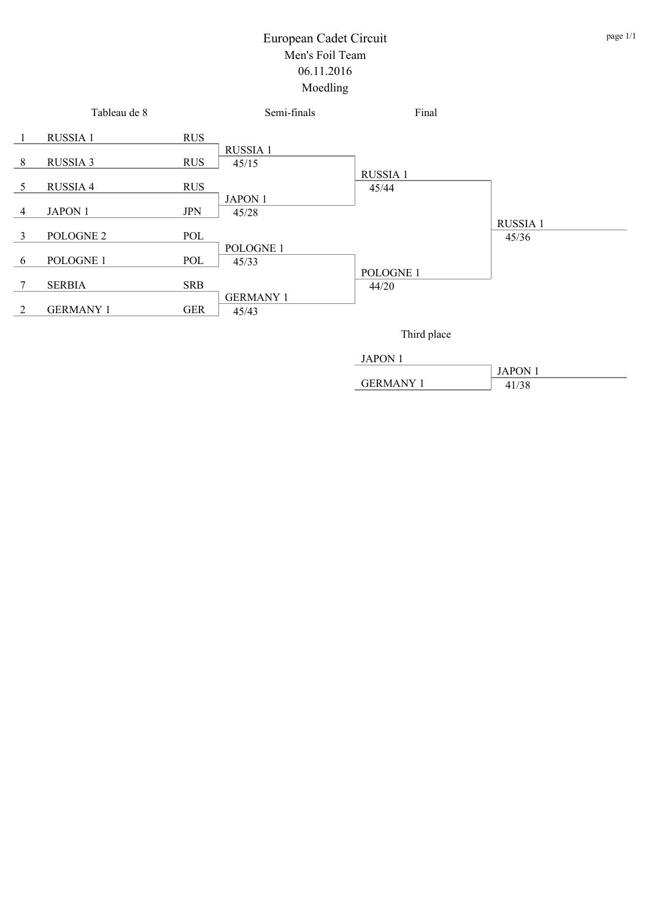# European Cadet Circuit

## Men's Foil Team

06.11.2016

Moedling

### Tableau de 8

| Seed | Team | Nation |
|---|---|---|
| 1 | RUSSIA 1 | RUS |
| 8 | RUSSIA 3 | RUS |
| 5 | RUSSIA 4 | RUS |
| 4 | JAPON 1 | JPN |
| 3 | POLOGNE 2 | POL |
| 6 | POLOGNE 1 | POL |
| 7 | SERBIA | SRB |
| 2 | GERMANY 1 | GER |

### Semi-finals

| Winner | Score |
|---|---|
| RUSSIA 1 | 45/15 |
| JAPON 1 | 45/28 |
| POLOGNE 1 | 45/33 |
| GERMANY 1 | 45/43 |

### Final

| Winner | Score |
|---|---|
| RUSSIA 1 | 45/44 |
| POLOGNE 1 | 44/20 |

| Winner | Score |
|---|---|
| RUSSIA 1 | 45/36 |

### Third place

| Team |
|---|
| JAPON 1 |
| GERMANY 1 |

| Winner | Score |
|---|---|
| JAPON 1 | 41/38 |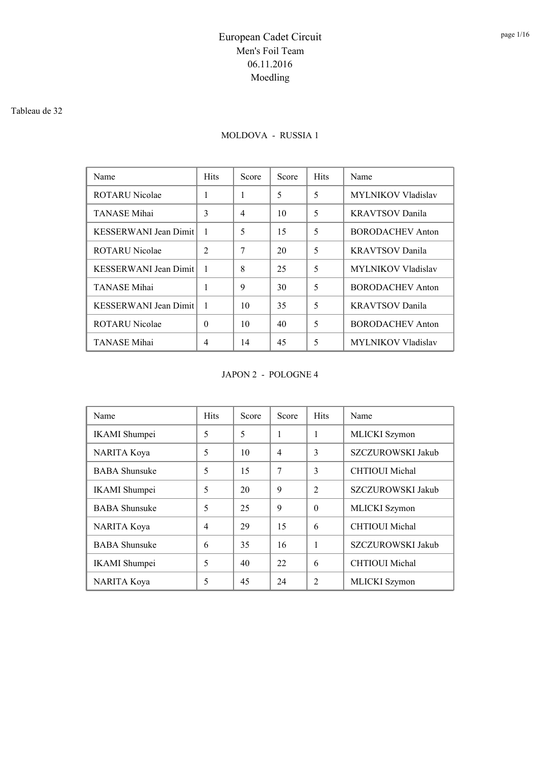# European Cadet Circuit
## Men's Foil Team
## 06.11.2016
## Moedling

Tableau de 32

### MOLDOVA - RUSSIA 1

| Name | Hits | Score | Score | Hits | Name |
|---|---|---|---|---|---|
| ROTARU Nicolae | 1 | 1 | 5 | 5 | MYLNIKOV Vladislav |
| TANASE Mihai | 3 | 4 | 10 | 5 | KRAVTSOV Danila |
| KESSERWANI Jean Dimit | 1 | 5 | 15 | 5 | BORODACHEV Anton |
| ROTARU Nicolae | 2 | 7 | 20 | 5 | KRAVTSOV Danila |
| KESSERWANI Jean Dimit | 1 | 8 | 25 | 5 | MYLNIKOV Vladislav |
| TANASE Mihai | 1 | 9 | 30 | 5 | BORODACHEV Anton |
| KESSERWANI Jean Dimit | 1 | 10 | 35 | 5 | KRAVTSOV Danila |
| ROTARU Nicolae | 0 | 10 | 40 | 5 | BORODACHEV Anton |
| TANASE Mihai | 4 | 14 | 45 | 5 | MYLNIKOV Vladislav |

### JAPON 2 - POLOGNE 4

| Name | Hits | Score | Score | Hits | Name |
|---|---|---|---|---|---|
| IKAMI Shumpei | 5 | 5 | 1 | 1 | MLICKI Szymon |
| NARITA Koya | 5 | 10 | 4 | 3 | SZCZUROWSKI Jakub |
| BABA Shunsuke | 5 | 15 | 7 | 3 | CHTIOUI Michal |
| IKAMI Shumpei | 5 | 20 | 9 | 2 | SZCZUROWSKI Jakub |
| BABA Shunsuke | 5 | 25 | 9 | 0 | MLICKI Szymon |
| NARITA Koya | 4 | 29 | 15 | 6 | CHTIOUI Michal |
| BABA Shunsuke | 6 | 35 | 16 | 1 | SZCZUROWSKI Jakub |
| IKAMI Shumpei | 5 | 40 | 22 | 6 | CHTIOUI Michal |
| NARITA Koya | 5 | 45 | 24 | 2 | MLICKI Szymon |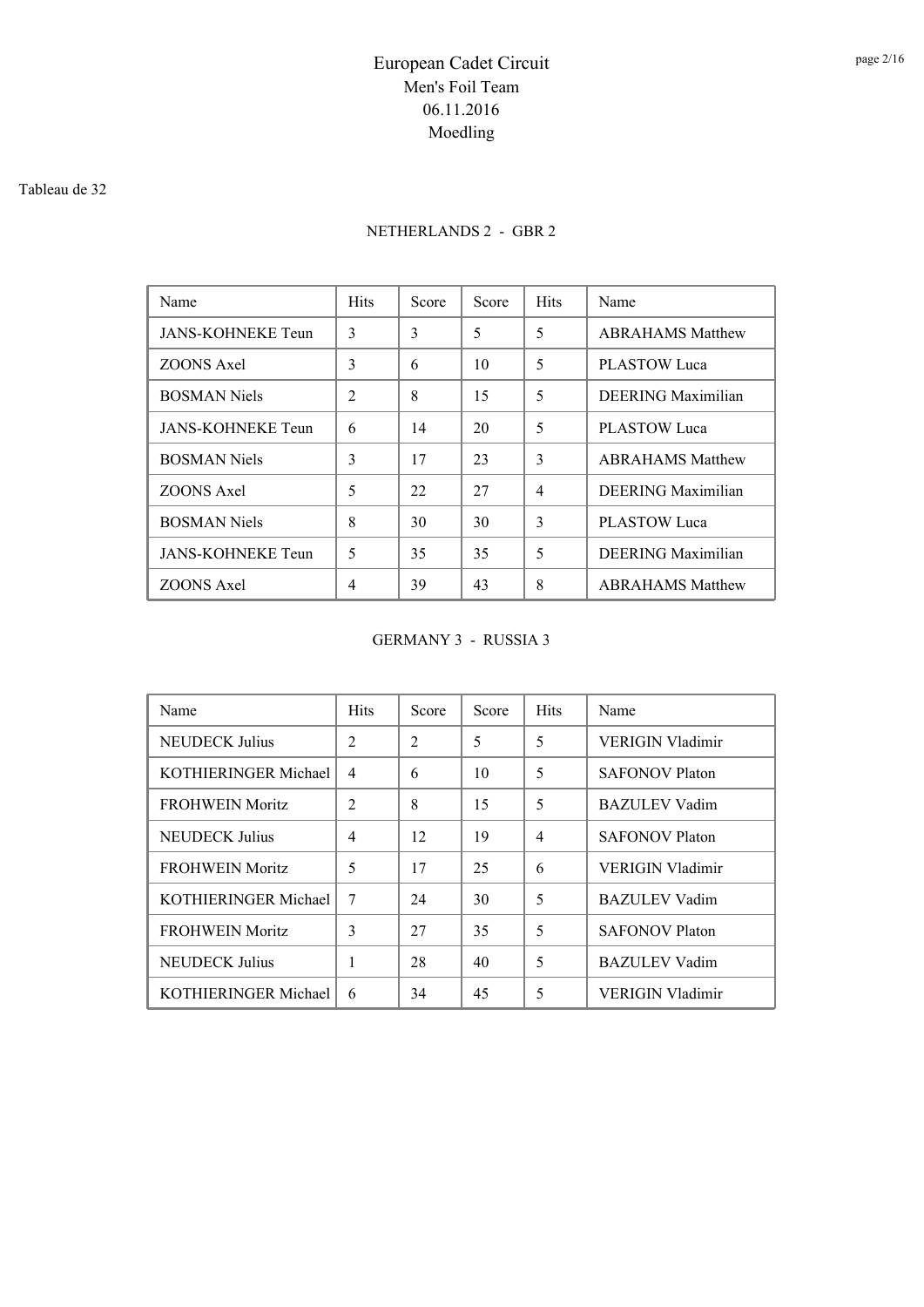Tableau de 32

NETHERLANDS 2 - GBR 2

| Name | Hits | Score | Score | Hits | Name |
|---|---|---|---|---|---|
| JANS-KOHNEKE Teun | 3 | 3 | 5 | 5 | ABRAHAMS Matthew |
| ZOONS Axel | 3 | 6 | 10 | 5 | PLASTOW Luca |
| BOSMAN Niels | 2 | 8 | 15 | 5 | DEERING Maximilian |
| JANS-KOHNEKE Teun | 6 | 14 | 20 | 5 | PLASTOW Luca |
| BOSMAN Niels | 3 | 17 | 23 | 3 | ABRAHAMS Matthew |
| ZOONS Axel | 5 | 22 | 27 | 4 | DEERING Maximilian |
| BOSMAN Niels | 8 | 30 | 30 | 3 | PLASTOW Luca |
| JANS-KOHNEKE Teun | 5 | 35 | 35 | 5 | DEERING Maximilian |
| ZOONS Axel | 4 | 39 | 43 | 8 | ABRAHAMS Matthew |

GERMANY 3 - RUSSIA 3

| Name | Hits | Score | Score | Hits | Name |
|---|---|---|---|---|---|
| NEUDECK Julius | 2 | 2 | 5 | 5 | VERIGIN Vladimir |
| KOTHIERINGER Michael | 4 | 6 | 10 | 5 | SAFONOV Platon |
| FROHWEIN Moritz | 2 | 8 | 15 | 5 | BAZULEV Vadim |
| NEUDECK Julius | 4 | 12 | 19 | 4 | SAFONOV Platon |
| FROHWEIN Moritz | 5 | 17 | 25 | 6 | VERIGIN Vladimir |
| KOTHIERINGER Michael | 7 | 24 | 30 | 5 | BAZULEV Vadim |
| FROHWEIN Moritz | 3 | 27 | 35 | 5 | SAFONOV Platon |
| NEUDECK Julius | 1 | 28 | 40 | 5 | BAZULEV Vadim |
| KOTHIERINGER Michael | 6 | 34 | 45 | 5 | VERIGIN Vladimir |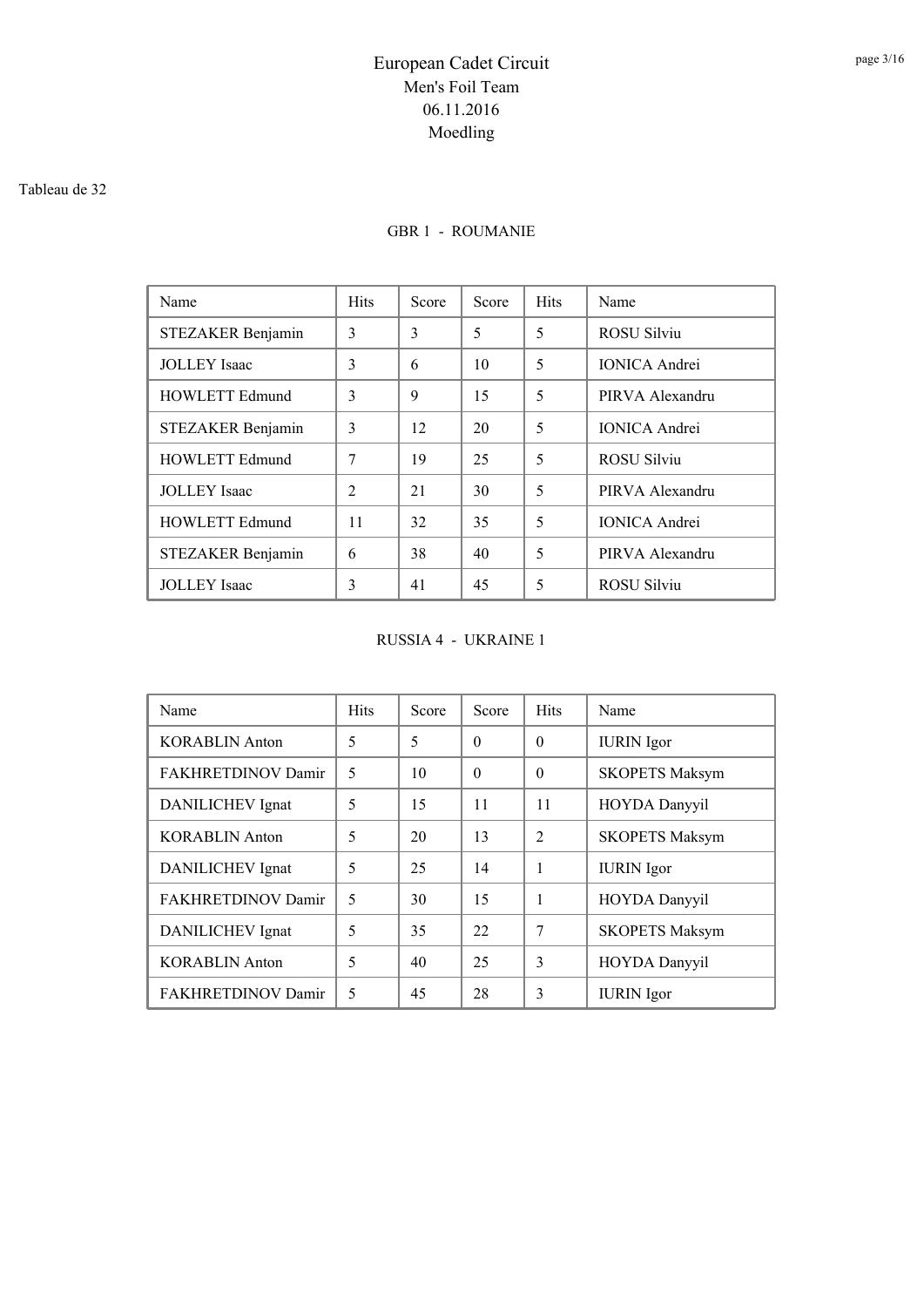# European Cadet Circuit
## Men's Foil Team
## 06.11.2016
## Moedling

Tableau de 32

### GBR 1 - ROUMANIE

| Name | Hits | Score | Score | Hits | Name |
|---|---|---|---|---|---|
| STEZAKER Benjamin | 3 | 3 | 5 | 5 | ROSU Silviu |
| JOLLEY Isaac | 3 | 6 | 10 | 5 | IONICA Andrei |
| HOWLETT Edmund | 3 | 9 | 15 | 5 | PIRVA Alexandru |
| STEZAKER Benjamin | 3 | 12 | 20 | 5 | IONICA Andrei |
| HOWLETT Edmund | 7 | 19 | 25 | 5 | ROSU Silviu |
| JOLLEY Isaac | 2 | 21 | 30 | 5 | PIRVA Alexandru |
| HOWLETT Edmund | 11 | 32 | 35 | 5 | IONICA Andrei |
| STEZAKER Benjamin | 6 | 38 | 40 | 5 | PIRVA Alexandru |
| JOLLEY Isaac | 3 | 41 | 45 | 5 | ROSU Silviu |

### RUSSIA 4 - UKRAINE 1

| Name | Hits | Score | Score | Hits | Name |
|---|---|---|---|---|---|
| KORABLIN Anton | 5 | 5 | 0 | 0 | IURIN Igor |
| FAKHRETDINOV Damir | 5 | 10 | 0 | 0 | SKOPETS Maksym |
| DANILICHEV Ignat | 5 | 15 | 11 | 11 | HOYDA Danyyil |
| KORABLIN Anton | 5 | 20 | 13 | 2 | SKOPETS Maksym |
| DANILICHEV Ignat | 5 | 25 | 14 | 1 | IURIN Igor |
| FAKHRETDINOV Damir | 5 | 30 | 15 | 1 | HOYDA Danyyil |
| DANILICHEV Ignat | 5 | 35 | 22 | 7 | SKOPETS Maksym |
| KORABLIN Anton | 5 | 40 | 25 | 3 | HOYDA Danyyil |
| FAKHRETDINOV Damir | 5 | 45 | 28 | 3 | IURIN Igor |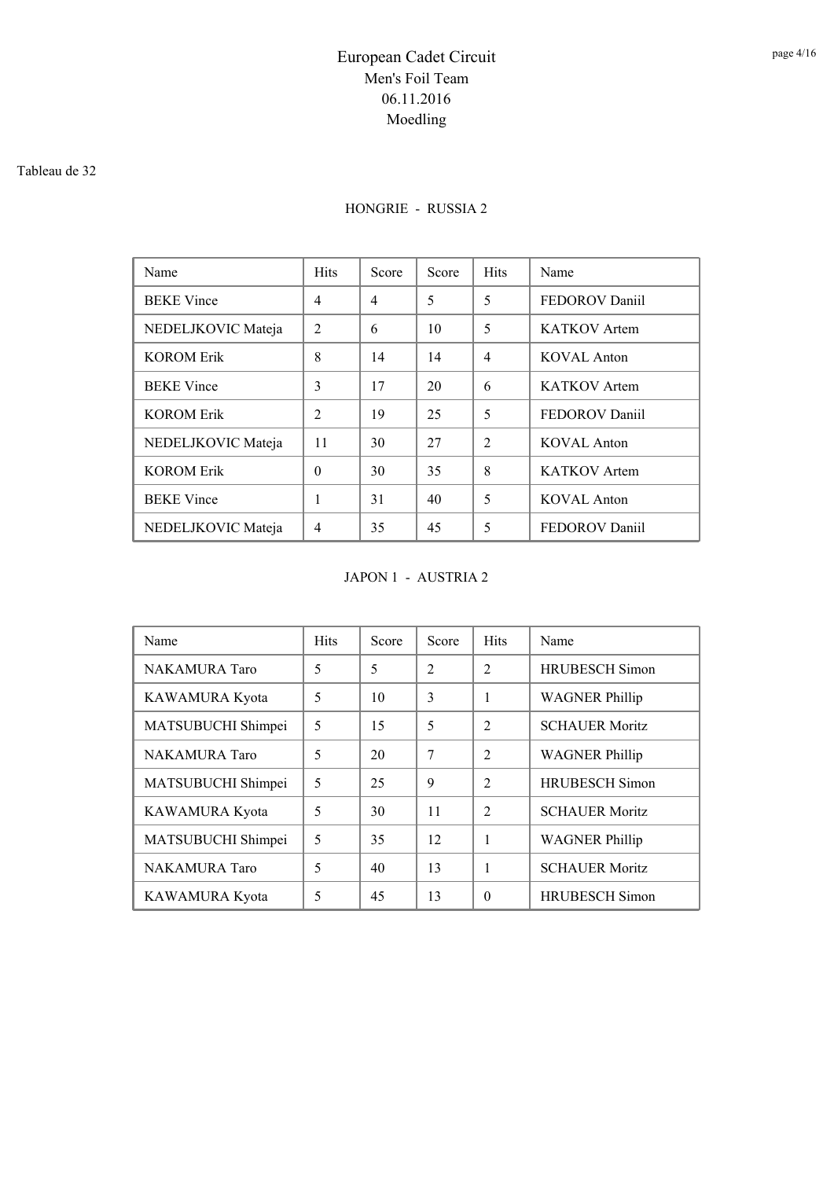# European Cadet Circuit
## Men's Foil Team
## 06.11.2016
## Moedling

Tableau de 32

### HONGRIE - RUSSIA 2

| Name | Hits | Score | Score | Hits | Name |
|---|---|---|---|---|---|
| BEKE Vince | 4 | 4 | 5 | 5 | FEDOROV Daniil |
| NEDELJKOVIC Mateja | 2 | 6 | 10 | 5 | KATKOV Artem |
| KOROM Erik | 8 | 14 | 14 | 4 | KOVAL Anton |
| BEKE Vince | 3 | 17 | 20 | 6 | KATKOV Artem |
| KOROM Erik | 2 | 19 | 25 | 5 | FEDOROV Daniil |
| NEDELJKOVIC Mateja | 11 | 30 | 27 | 2 | KOVAL Anton |
| KOROM Erik | 0 | 30 | 35 | 8 | KATKOV Artem |
| BEKE Vince | 1 | 31 | 40 | 5 | KOVAL Anton |
| NEDELJKOVIC Mateja | 4 | 35 | 45 | 5 | FEDOROV Daniil |

### JAPON 1 - AUSTRIA 2

| Name | Hits | Score | Score | Hits | Name |
|---|---|---|---|---|---|
| NAKAMURA Taro | 5 | 5 | 2 | 2 | HRUBESCH Simon |
| KAWAMURA Kyota | 5 | 10 | 3 | 1 | WAGNER Phillip |
| MATSUBUCHI Shimpei | 5 | 15 | 5 | 2 | SCHAUER Moritz |
| NAKAMURA Taro | 5 | 20 | 7 | 2 | WAGNER Phillip |
| MATSUBUCHI Shimpei | 5 | 25 | 9 | 2 | HRUBESCH Simon |
| KAWAMURA Kyota | 5 | 30 | 11 | 2 | SCHAUER Moritz |
| MATSUBUCHI Shimpei | 5 | 35 | 12 | 1 | WAGNER Phillip |
| NAKAMURA Taro | 5 | 40 | 13 | 1 | SCHAUER Moritz |
| KAWAMURA Kyota | 5 | 45 | 13 | 0 | HRUBESCH Simon |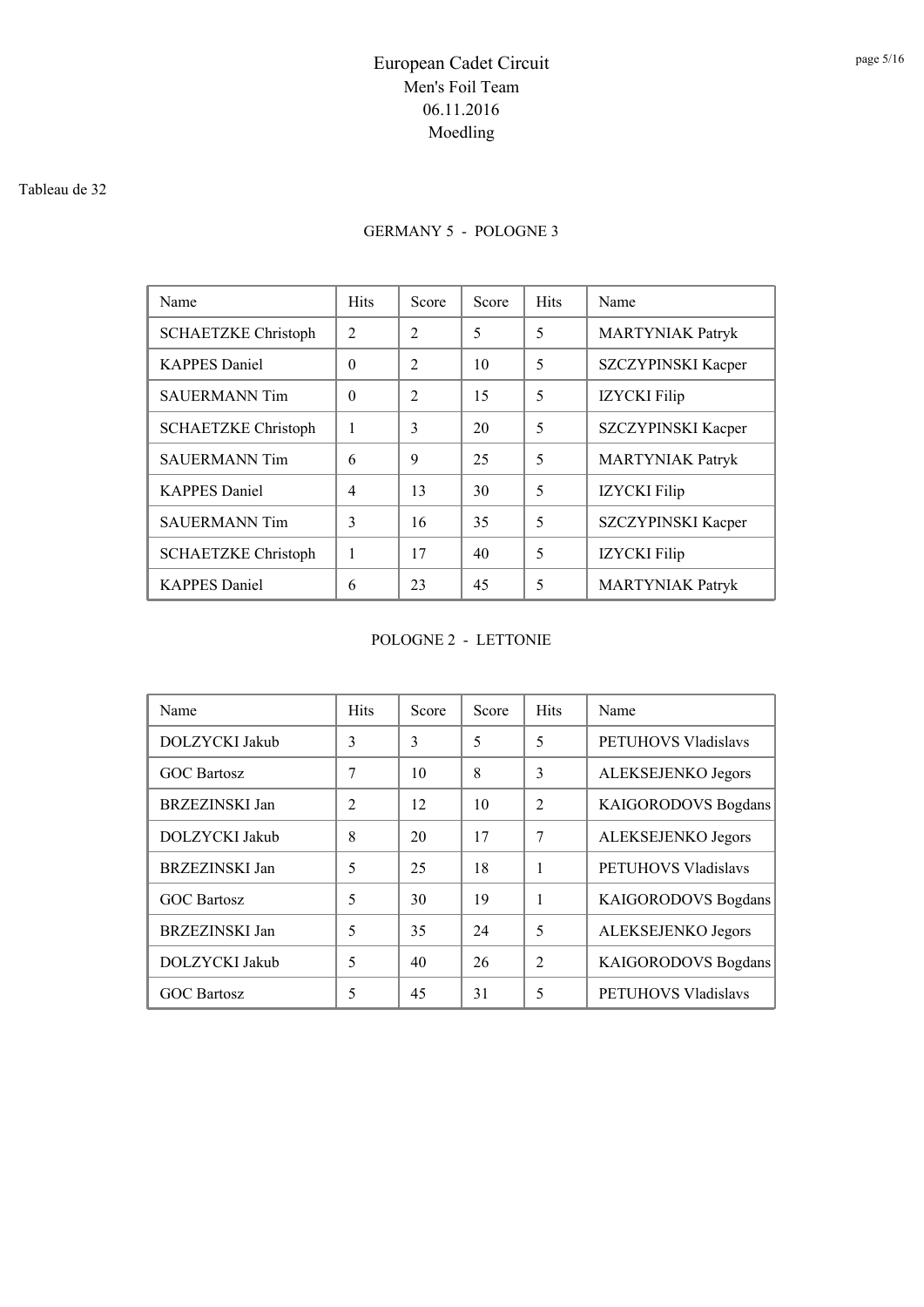# European Cadet Circuit
## Men's Foil Team
## 06.11.2016
## Moedling

Tableau de 32

### GERMANY 5 - POLOGNE 3

| Name | Hits | Score | Score | Hits | Name |
|---|---|---|---|---|---|
| SCHAETZKE Christoph | 2 | 2 | 5 | 5 | MARTYNIAK Patryk |
| KAPPES Daniel | 0 | 2 | 10 | 5 | SZCZYPINSKI Kacper |
| SAUERMANN Tim | 0 | 2 | 15 | 5 | IZYCKI Filip |
| SCHAETZKE Christoph | 1 | 3 | 20 | 5 | SZCZYPINSKI Kacper |
| SAUERMANN Tim | 6 | 9 | 25 | 5 | MARTYNIAK Patryk |
| KAPPES Daniel | 4 | 13 | 30 | 5 | IZYCKI Filip |
| SAUERMANN Tim | 3 | 16 | 35 | 5 | SZCZYPINSKI Kacper |
| SCHAETZKE Christoph | 1 | 17 | 40 | 5 | IZYCKI Filip |
| KAPPES Daniel | 6 | 23 | 45 | 5 | MARTYNIAK Patryk |

### POLOGNE 2 - LETTONIE

| Name | Hits | Score | Score | Hits | Name |
|---|---|---|---|---|---|
| DOLZYCKI Jakub | 3 | 3 | 5 | 5 | PETUHOVS Vladislavs |
| GOC Bartosz | 7 | 10 | 8 | 3 | ALEKSEJENKO Jegors |
| BRZEZINSKI Jan | 2 | 12 | 10 | 2 | KAIGORODOVS Bogdans |
| DOLZYCKI Jakub | 8 | 20 | 17 | 7 | ALEKSEJENKO Jegors |
| BRZEZINSKI Jan | 5 | 25 | 18 | 1 | PETUHOVS Vladislavs |
| GOC Bartosz | 5 | 30 | 19 | 1 | KAIGORODOVS Bogdans |
| BRZEZINSKI Jan | 5 | 35 | 24 | 5 | ALEKSEJENKO Jegors |
| DOLZYCKI Jakub | 5 | 40 | 26 | 2 | KAIGORODOVS Bogdans |
| GOC Bartosz | 5 | 45 | 31 | 5 | PETUHOVS Vladislavs |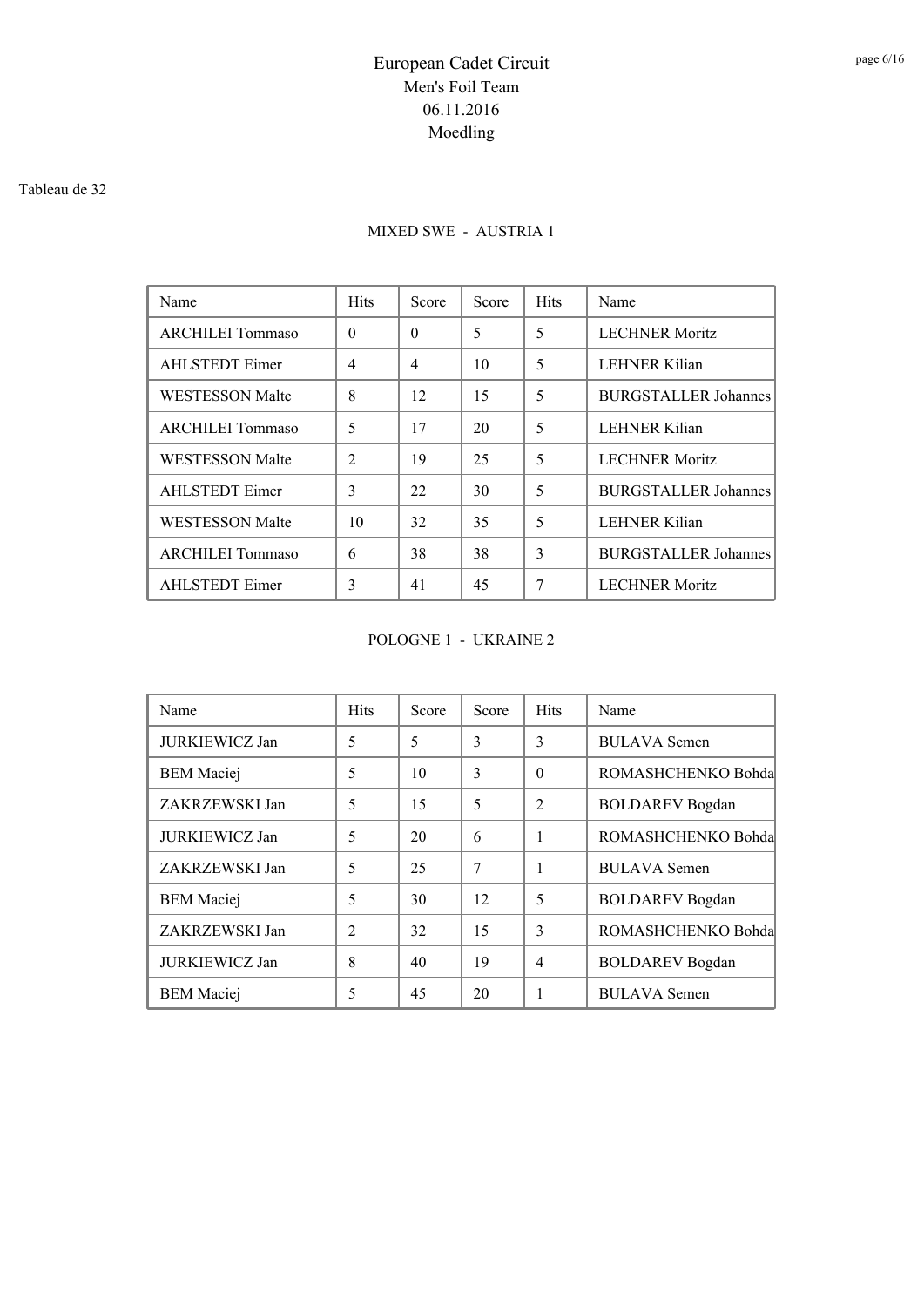# European Cadet Circuit
## Men's Foil Team
## 06.11.2016
## Moedling

Tableau de 32

### MIXED SWE - AUSTRIA 1

| Name | Hits | Score | Score | Hits | Name |
|---|---|---|---|---|---|
| ARCHILEI Tommaso | 0 | 0 | 5 | 5 | LECHNER Moritz |
| AHLSTEDT Eimer | 4 | 4 | 10 | 5 | LEHNER Kilian |
| WESTESSON Malte | 8 | 12 | 15 | 5 | BURGSTALLER Johannes |
| ARCHILEI Tommaso | 5 | 17 | 20 | 5 | LEHNER Kilian |
| WESTESSON Malte | 2 | 19 | 25 | 5 | LECHNER Moritz |
| AHLSTEDT Eimer | 3 | 22 | 30 | 5 | BURGSTALLER Johannes |
| WESTESSON Malte | 10 | 32 | 35 | 5 | LEHNER Kilian |
| ARCHILEI Tommaso | 6 | 38 | 38 | 3 | BURGSTALLER Johannes |
| AHLSTEDT Eimer | 3 | 41 | 45 | 7 | LECHNER Moritz |

### POLOGNE 1 - UKRAINE 2

| Name | Hits | Score | Score | Hits | Name |
|---|---|---|---|---|---|
| JURKIEWICZ Jan | 5 | 5 | 3 | 3 | BULAVA Semen |
| BEM Maciej | 5 | 10 | 3 | 0 | ROMASHCHENKO Bohda |
| ZAKRZEWSKI Jan | 5 | 15 | 5 | 2 | BOLDAREV Bogdan |
| JURKIEWICZ Jan | 5 | 20 | 6 | 1 | ROMASHCHENKO Bohda |
| ZAKRZEWSKI Jan | 5 | 25 | 7 | 1 | BULAVA Semen |
| BEM Maciej | 5 | 30 | 12 | 5 | BOLDAREV Bogdan |
| ZAKRZEWSKI Jan | 2 | 32 | 15 | 3 | ROMASHCHENKO Bohda |
| JURKIEWICZ Jan | 8 | 40 | 19 | 4 | BOLDAREV Bogdan |
| BEM Maciej | 5 | 45 | 20 | 1 | BULAVA Semen |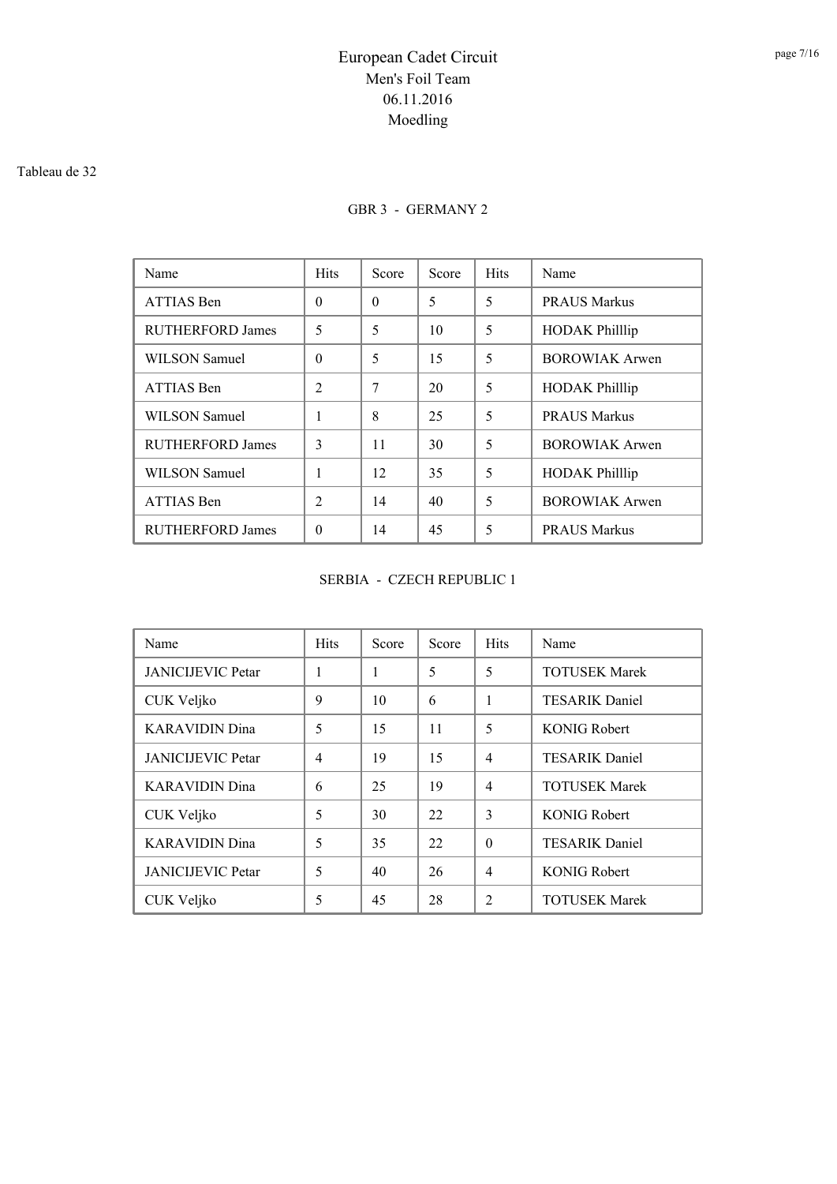# European Cadet Circuit
## Men's Foil Team
## 06.11.2016
## Moedling

Tableau de 32

### GBR 3 - GERMANY 2

| Name | Hits | Score | Score | Hits | Name |
|---|---|---|---|---|---|
| ATTIAS Ben | 0 | 0 | 5 | 5 | PRAUS Markus |
| RUTHERFORD James | 5 | 5 | 10 | 5 | HODAK Philllip |
| WILSON Samuel | 0 | 5 | 15 | 5 | BOROWIAK Arwen |
| ATTIAS Ben | 2 | 7 | 20 | 5 | HODAK Philllip |
| WILSON Samuel | 1 | 8 | 25 | 5 | PRAUS Markus |
| RUTHERFORD James | 3 | 11 | 30 | 5 | BOROWIAK Arwen |
| WILSON Samuel | 1 | 12 | 35 | 5 | HODAK Philllip |
| ATTIAS Ben | 2 | 14 | 40 | 5 | BOROWIAK Arwen |
| RUTHERFORD James | 0 | 14 | 45 | 5 | PRAUS Markus |

### SERBIA - CZECH REPUBLIC 1

| Name | Hits | Score | Score | Hits | Name |
|---|---|---|---|---|---|
| JANICIJEVIC Petar | 1 | 1 | 5 | 5 | TOTUSEK Marek |
| CUK Veljko | 9 | 10 | 6 | 1 | TESARIK Daniel |
| KARAVIDIN Dina | 5 | 15 | 11 | 5 | KONIG Robert |
| JANICIJEVIC Petar | 4 | 19 | 15 | 4 | TESARIK Daniel |
| KARAVIDIN Dina | 6 | 25 | 19 | 4 | TOTUSEK Marek |
| CUK Veljko | 5 | 30 | 22 | 3 | KONIG Robert |
| KARAVIDIN Dina | 5 | 35 | 22 | 0 | TESARIK Daniel |
| JANICIJEVIC Petar | 5 | 40 | 26 | 4 | KONIG Robert |
| CUK Veljko | 5 | 45 | 28 | 2 | TOTUSEK Marek |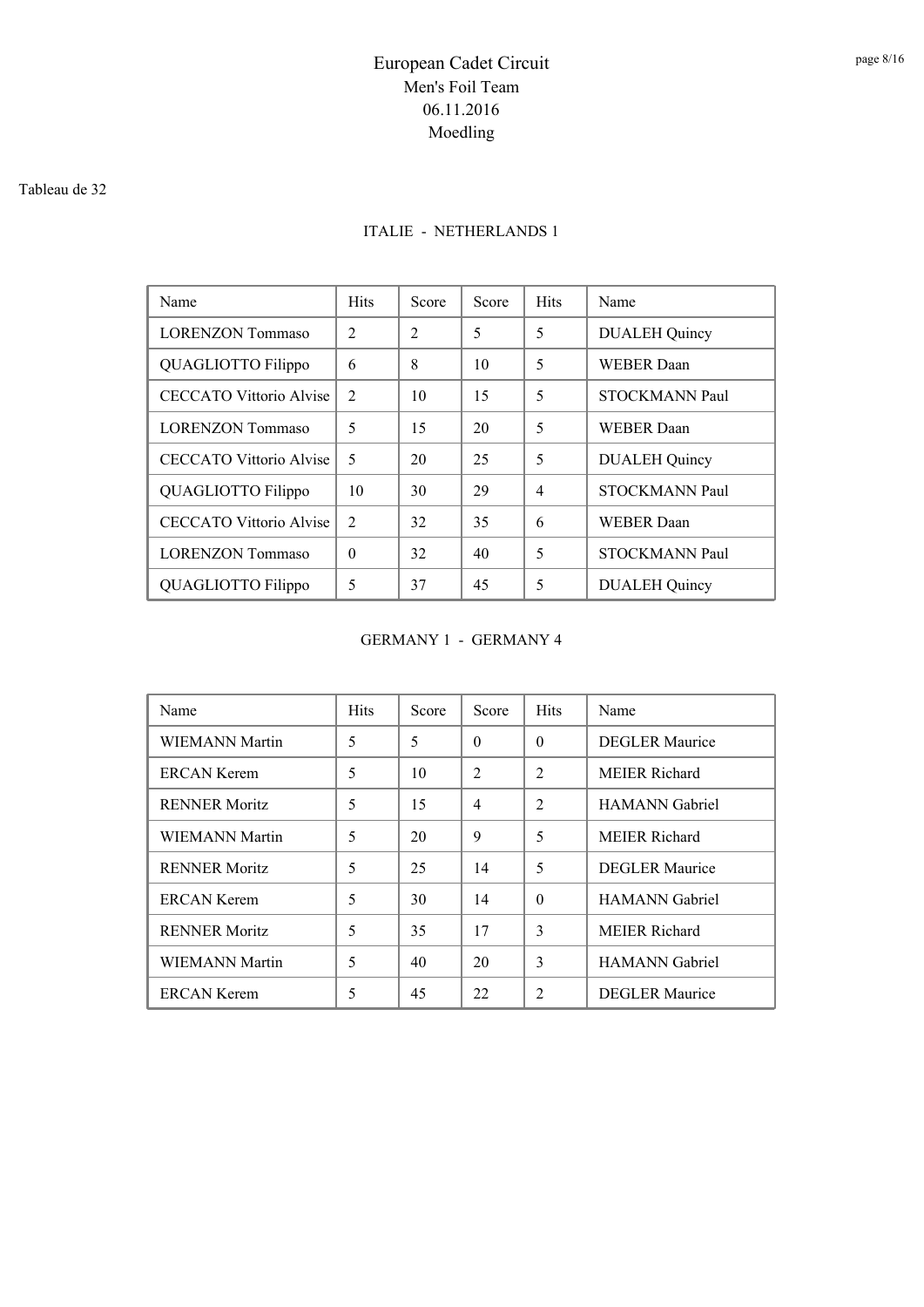# European Cadet Circuit
## Men's Foil Team
## 06.11.2016
## Moedling

Tableau de 32

### ITALIE - NETHERLANDS 1

| Name | Hits | Score | Score | Hits | Name |
|---|---|---|---|---|---|
| LORENZON Tommaso | 2 | 2 | 5 | 5 | DUALEH Quincy |
| QUAGLIOTTO Filippo | 6 | 8 | 10 | 5 | WEBER Daan |
| CECCATO Vittorio Alvise | 2 | 10 | 15 | 5 | STOCKMANN Paul |
| LORENZON Tommaso | 5 | 15 | 20 | 5 | WEBER Daan |
| CECCATO Vittorio Alvise | 5 | 20 | 25 | 5 | DUALEH Quincy |
| QUAGLIOTTO Filippo | 10 | 30 | 29 | 4 | STOCKMANN Paul |
| CECCATO Vittorio Alvise | 2 | 32 | 35 | 6 | WEBER Daan |
| LORENZON Tommaso | 0 | 32 | 40 | 5 | STOCKMANN Paul |
| QUAGLIOTTO Filippo | 5 | 37 | 45 | 5 | DUALEH Quincy |

### GERMANY 1 - GERMANY 4

| Name | Hits | Score | Score | Hits | Name |
|---|---|---|---|---|---|
| WIEMANN Martin | 5 | 5 | 0 | 0 | DEGLER Maurice |
| ERCAN Kerem | 5 | 10 | 2 | 2 | MEIER Richard |
| RENNER Moritz | 5 | 15 | 4 | 2 | HAMANN Gabriel |
| WIEMANN Martin | 5 | 20 | 9 | 5 | MEIER Richard |
| RENNER Moritz | 5 | 25 | 14 | 5 | DEGLER Maurice |
| ERCAN Kerem | 5 | 30 | 14 | 0 | HAMANN Gabriel |
| RENNER Moritz | 5 | 35 | 17 | 3 | MEIER Richard |
| WIEMANN Martin | 5 | 40 | 20 | 3 | HAMANN Gabriel |
| ERCAN Kerem | 5 | 45 | 22 | 2 | DEGLER Maurice |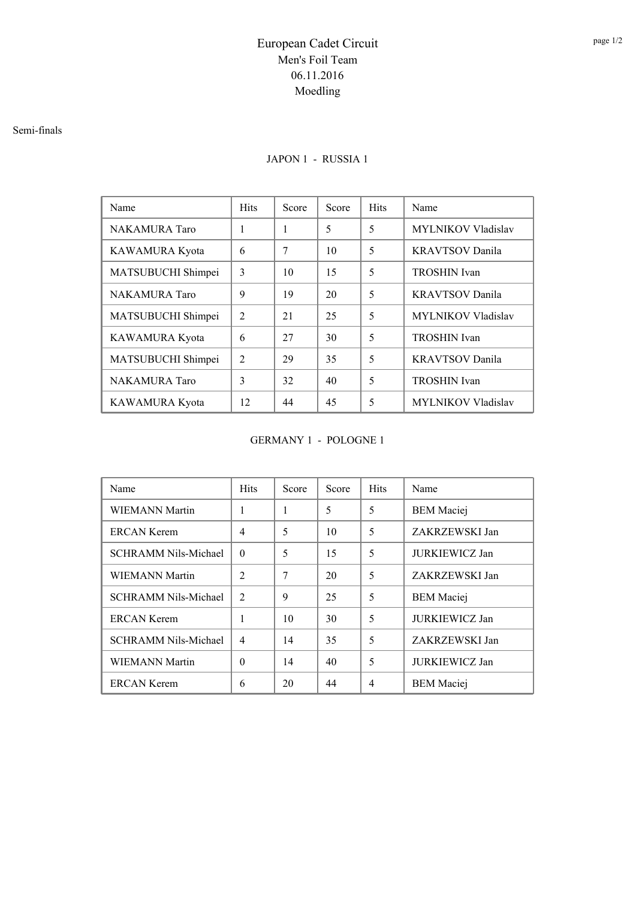# European Cadet Circuit

## Men's Foil Team

06.11.2016

Moedling

Semi-finals

### JAPON 1 - RUSSIA 1

| Name | Hits | Score | Score | Hits | Name |
|---|---|---|---|---|---|
| NAKAMURA Taro | 1 | 1 | 5 | 5 | MYLNIKOV Vladislav |
| KAWAMURA Kyota | 6 | 7 | 10 | 5 | KRAVTSOV Danila |
| MATSUBUCHI Shimpei | 3 | 10 | 15 | 5 | TROSHIN Ivan |
| NAKAMURA Taro | 9 | 19 | 20 | 5 | KRAVTSOV Danila |
| MATSUBUCHI Shimpei | 2 | 21 | 25 | 5 | MYLNIKOV Vladislav |
| KAWAMURA Kyota | 6 | 27 | 30 | 5 | TROSHIN Ivan |
| MATSUBUCHI Shimpei | 2 | 29 | 35 | 5 | KRAVTSOV Danila |
| NAKAMURA Taro | 3 | 32 | 40 | 5 | TROSHIN Ivan |
| KAWAMURA Kyota | 12 | 44 | 45 | 5 | MYLNIKOV Vladislav |

### GERMANY 1 - POLOGNE 1

| Name | Hits | Score | Score | Hits | Name |
|---|---|---|---|---|---|
| WIEMANN Martin | 1 | 1 | 5 | 5 | BEM Maciej |
| ERCAN Kerem | 4 | 5 | 10 | 5 | ZAKRZEWSKI Jan |
| SCHRAMM Nils-Michael | 0 | 5 | 15 | 5 | JURKIEWICZ Jan |
| WIEMANN Martin | 2 | 7 | 20 | 5 | ZAKRZEWSKI Jan |
| SCHRAMM Nils-Michael | 2 | 9 | 25 | 5 | BEM Maciej |
| ERCAN Kerem | 1 | 10 | 30 | 5 | JURKIEWICZ Jan |
| SCHRAMM Nils-Michael | 4 | 14 | 35 | 5 | ZAKRZEWSKI Jan |
| WIEMANN Martin | 0 | 14 | 40 | 5 | JURKIEWICZ Jan |
| ERCAN Kerem | 6 | 20 | 44 | 4 | BEM Maciej |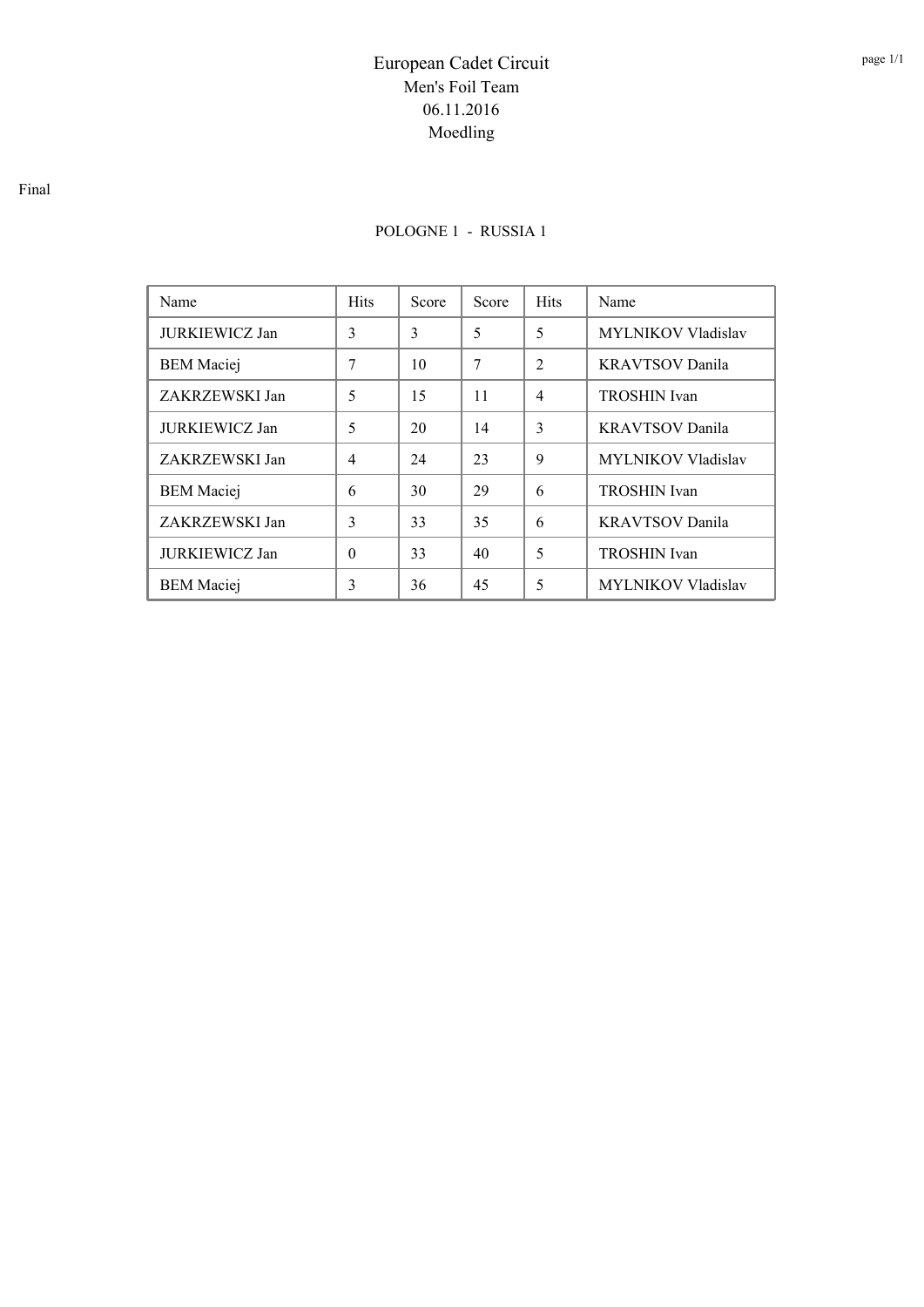# European Cadet Circuit

## Men's Foil Team

## 06.11.2016

## Moedling

Final

POLOGNE 1 - RUSSIA 1

| Name | Hits | Score | Score | Hits | Name |
|---|---|---|---|---|---|
| JURKIEWICZ Jan | 3 | 3 | 5 | 5 | MYLNIKOV Vladislav |
| BEM Maciej | 7 | 10 | 7 | 2 | KRAVTSOV Danila |
| ZAKRZEWSKI Jan | 5 | 15 | 11 | 4 | TROSHIN Ivan |
| JURKIEWICZ Jan | 5 | 20 | 14 | 3 | KRAVTSOV Danila |
| ZAKRZEWSKI Jan | 4 | 24 | 23 | 9 | MYLNIKOV Vladislav |
| BEM Maciej | 6 | 30 | 29 | 6 | TROSHIN Ivan |
| ZAKRZEWSKI Jan | 3 | 33 | 35 | 6 | KRAVTSOV Danila |
| JURKIEWICZ Jan | 0 | 33 | 40 | 5 | TROSHIN Ivan |
| BEM Maciej | 3 | 36 | 45 | 5 | MYLNIKOV Vladislav |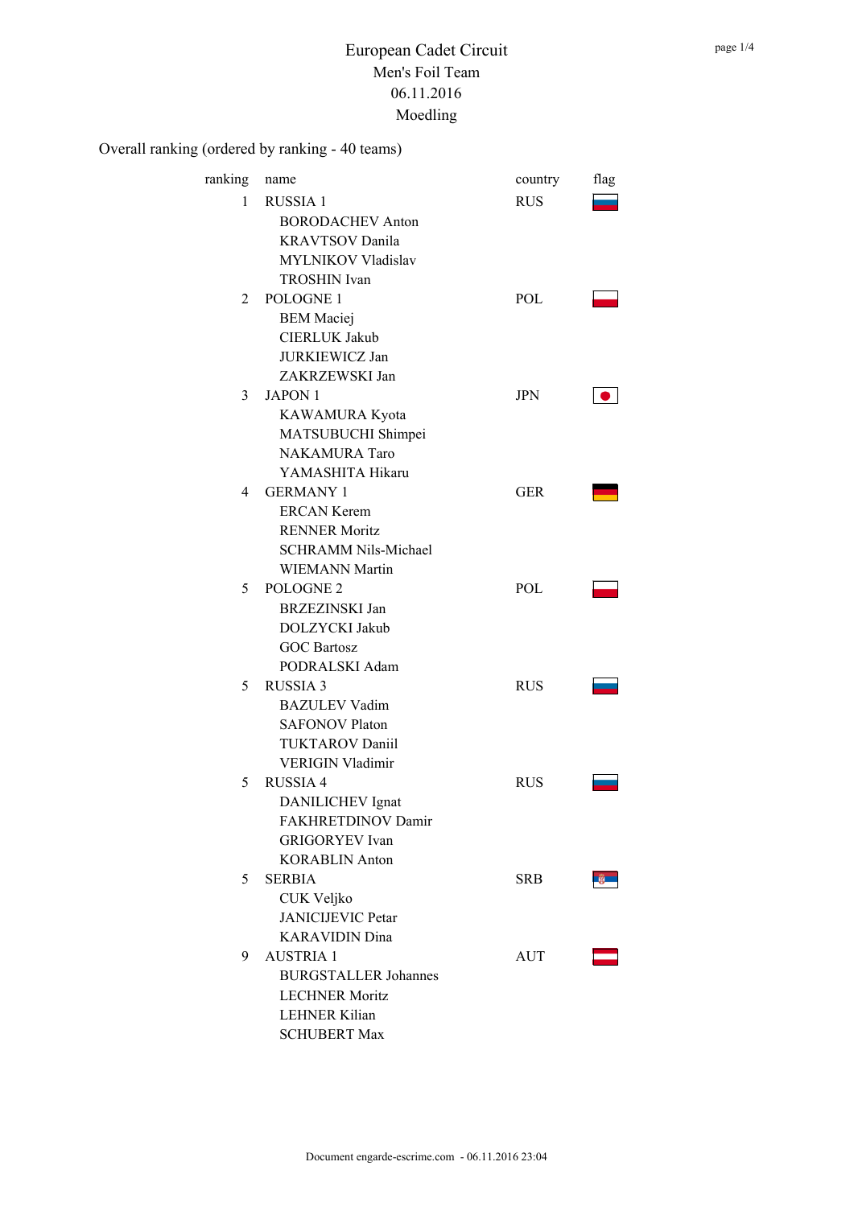# European Cadet Circuit
## Men's Foil Team
## 06.11.2016
## Moedling

Overall ranking (ordered by ranking - 40 teams)

| ranking | name | country | flag |
|---|---|---|---|
| 1 | RUSSIA 1 | RUS | |
| | BORODACHEV Anton | | |
| | KRAVTSOV Danila | | |
| | MYLNIKOV Vladislav | | |
| | TROSHIN Ivan | | |
| 2 | POLOGNE 1 | POL | |
| | BEM Maciej | | |
| | CIERLUK Jakub | | |
| | JURKIEWICZ Jan | | |
| | ZAKRZEWSKI Jan | | |
| 3 | JAPON 1 | JPN | |
| | KAWAMURA Kyota | | |
| | MATSUBUCHI Shimpei | | |
| | NAKAMURA Taro | | |
| | YAMASHITA Hikaru | | |
| 4 | GERMANY 1 | GER | |
| | ERCAN Kerem | | |
| | RENNER Moritz | | |
| | SCHRAMM Nils-Michael | | |
| | WIEMANN Martin | | |
| 5 | POLOGNE 2 | POL | |
| | BRZEZINSKI Jan | | |
| | DOLZYCKI Jakub | | |
| | GOC Bartosz | | |
| | PODRALSKI Adam | | |
| 5 | RUSSIA 3 | RUS | |
| | BAZULEV Vadim | | |
| | SAFONOV Platon | | |
| | TUKTAROV Daniil | | |
| | VERIGIN Vladimir | | |
| 5 | RUSSIA 4 | RUS | |
| | DANILICHEV Ignat | | |
| | FAKHRETDINOV Damir | | |
| | GRIGORYEV Ivan | | |
| | KORABLIN Anton | | |
| 5 | SERBIA | SRB | |
| | CUK Veljko | | |
| | JANICIJEVIC Petar | | |
| | KARAVIDIN Dina | | |
| 9 | AUSTRIA 1 | AUT | |
| | BURGSTALLER Johannes | | |
| | LECHNER Moritz | | |
| | LEHNER Kilian | | |
| | SCHUBERT Max | | |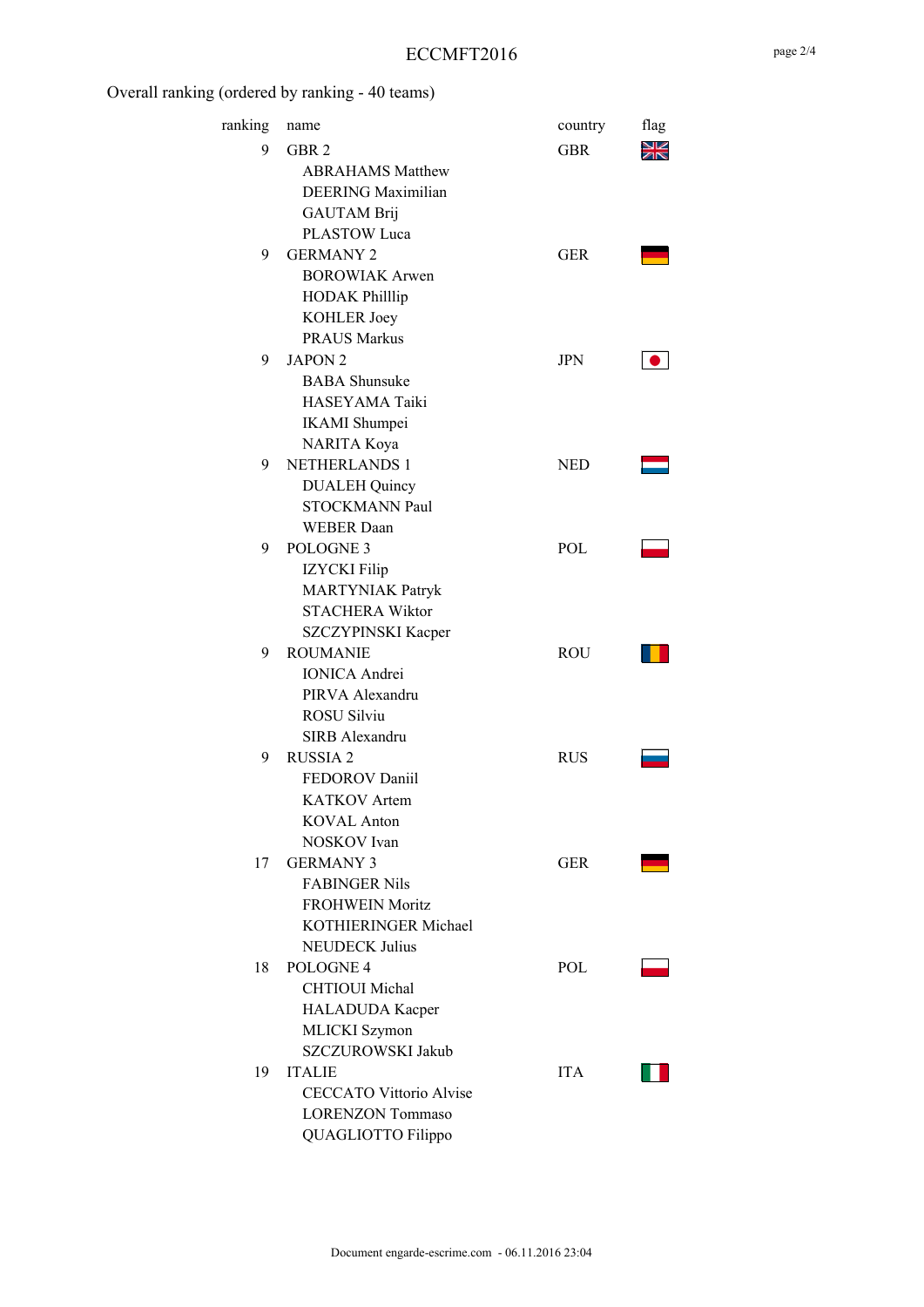Overall ranking (ordered by ranking - 40 teams)

| ranking | name | country | flag |
|---|---|---|---|
| 9 | GBR 2 | GBR | |
| | ABRAHAMS Matthew | | |
| | DEERING Maximilian | | |
| | GAUTAM Brij | | |
| | PLASTOW Luca | | |
| 9 | GERMANY 2 | GER | |
| | BOROWIAK Arwen | | |
| | HODAK Philllip | | |
| | KOHLER Joey | | |
| | PRAUS Markus | | |
| 9 | JAPON 2 | JPN | |
| | BABA Shunsuke | | |
| | HASEYAMA Taiki | | |
| | IKAMI Shumpei | | |
| | NARITA Koya | | |
| 9 | NETHERLANDS 1 | NED | |
| | DUALEH Quincy | | |
| | STOCKMANN Paul | | |
| | WEBER Daan | | |
| 9 | POLOGNE 3 | POL | |
| | IZYCKI Filip | | |
| | MARTYNIAK Patryk | | |
| | STACHERA Wiktor | | |
| | SZCZYPINSKI Kacper | | |
| 9 | ROUMANIE | ROU | |
| | IONICA Andrei | | |
| | PIRVA Alexandru | | |
| | ROSU Silviu | | |
| | SIRB Alexandru | | |
| 9 | RUSSIA 2 | RUS | |
| | FEDOROV Daniil | | |
| | KATKOV Artem | | |
| | KOVAL Anton | | |
| | NOSKOV Ivan | | |
| 17 | GERMANY 3 | GER | |
| | FABINGER Nils | | |
| | FROHWEIN Moritz | | |
| | KOTHIERINGER Michael | | |
| | NEUDECK Julius | | |
| 18 | POLOGNE 4 | POL | |
| | CHTIOUI Michal | | |
| | HALADUDA Kacper | | |
| | MLICKI Szymon | | |
| | SZCZUROWSKI Jakub | | |
| 19 | ITALIE | ITA | |
| | CECCATO Vittorio Alvise | | |
| | LORENZON Tommaso | | |
| | QUAGLIOTTO Filippo | | |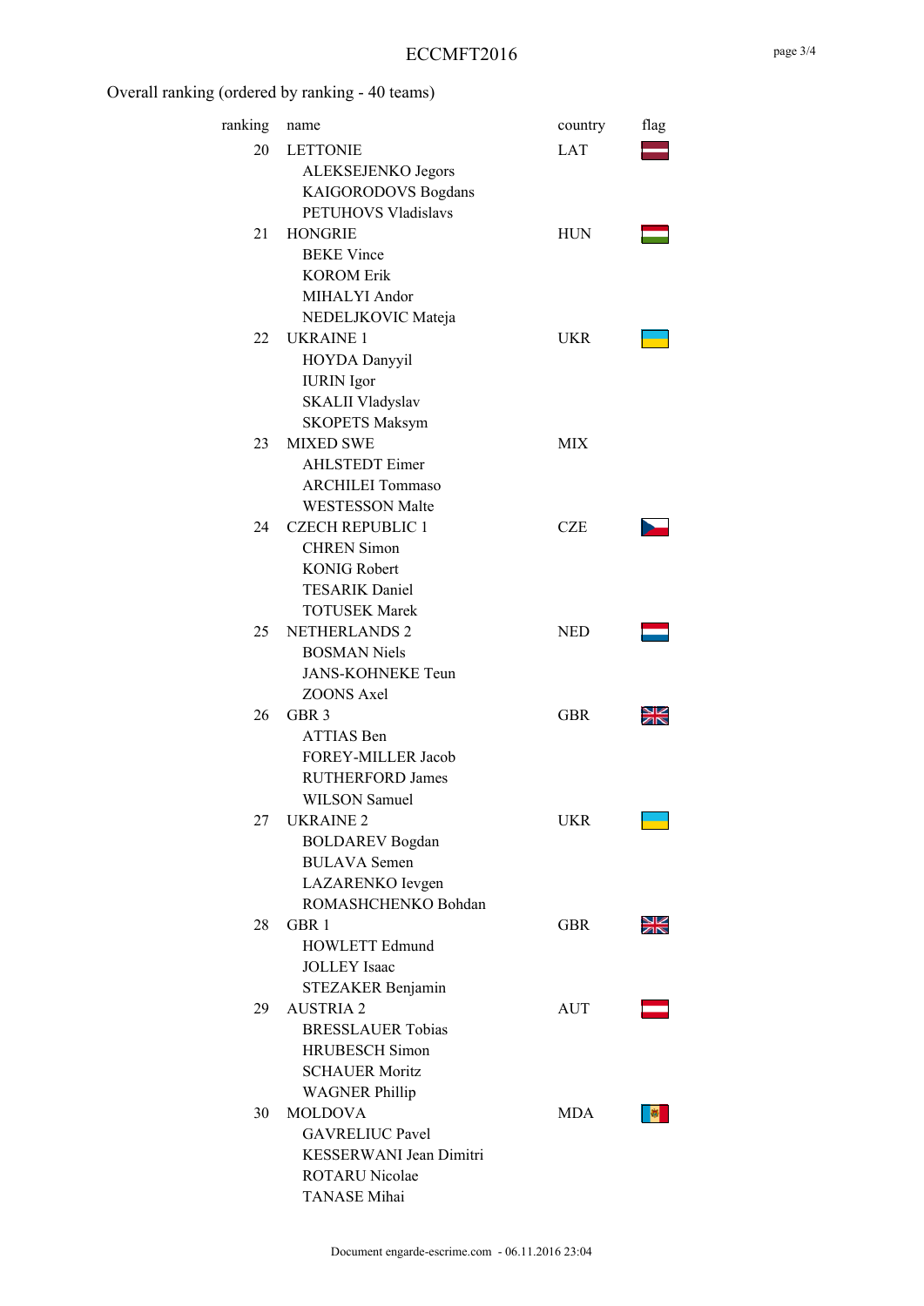Overall ranking (ordered by ranking - 40 teams)

| ranking | name | country | flag |
|---|---|---|---|
| 20 | LETTONIE | LAT | |
| | ALEKSEJENKO Jegors | | |
| | KAIGORODOVS Bogdans | | |
| | PETUHOVS Vladislavs | | |
| 21 | HONGRIE | HUN | |
| | BEKE Vince | | |
| | KOROM Erik | | |
| | MIHALYI Andor | | |
| | NEDELJKOVIC Mateja | | |
| 22 | UKRAINE 1 | UKR | |
| | HOYDA Danyyil | | |
| | IURIN Igor | | |
| | SKALII Vladyslav | | |
| | SKOPETS Maksym | | |
| 23 | MIXED SWE | MIX | |
| | AHLSTEDT Eimer | | |
| | ARCHILEI Tommaso | | |
| | WESTESSON Malte | | |
| 24 | CZECH REPUBLIC 1 | CZE | |
| | CHREN Simon | | |
| | KONIG Robert | | |
| | TESARIK Daniel | | |
| | TOTUSEK Marek | | |
| 25 | NETHERLANDS 2 | NED | |
| | BOSMAN Niels | | |
| | JANS-KOHNEKE Teun | | |
| | ZOONS Axel | | |
| 26 | GBR 3 | GBR | |
| | ATTIAS Ben | | |
| | FOREY-MILLER Jacob | | |
| | RUTHERFORD James | | |
| | WILSON Samuel | | |
| 27 | UKRAINE 2 | UKR | |
| | BOLDAREV Bogdan | | |
| | BULAVA Semen | | |
| | LAZARENKO Ievgen | | |
| | ROMASHCHENKO Bohdan | | |
| 28 | GBR 1 | GBR | |
| | HOWLETT Edmund | | |
| | JOLLEY Isaac | | |
| | STEZAKER Benjamin | | |
| 29 | AUSTRIA 2 | AUT | |
| | BRESSLAUER Tobias | | |
| | HRUBESCH Simon | | |
| | SCHAUER Moritz | | |
| | WAGNER Phillip | | |
| 30 | MOLDOVA | MDA | |
| | GAVRELIUC Pavel | | |
| | KESSERWANI Jean Dimitri | | |
| | ROTARU Nicolae | | |
| | TANASE Mihai | | |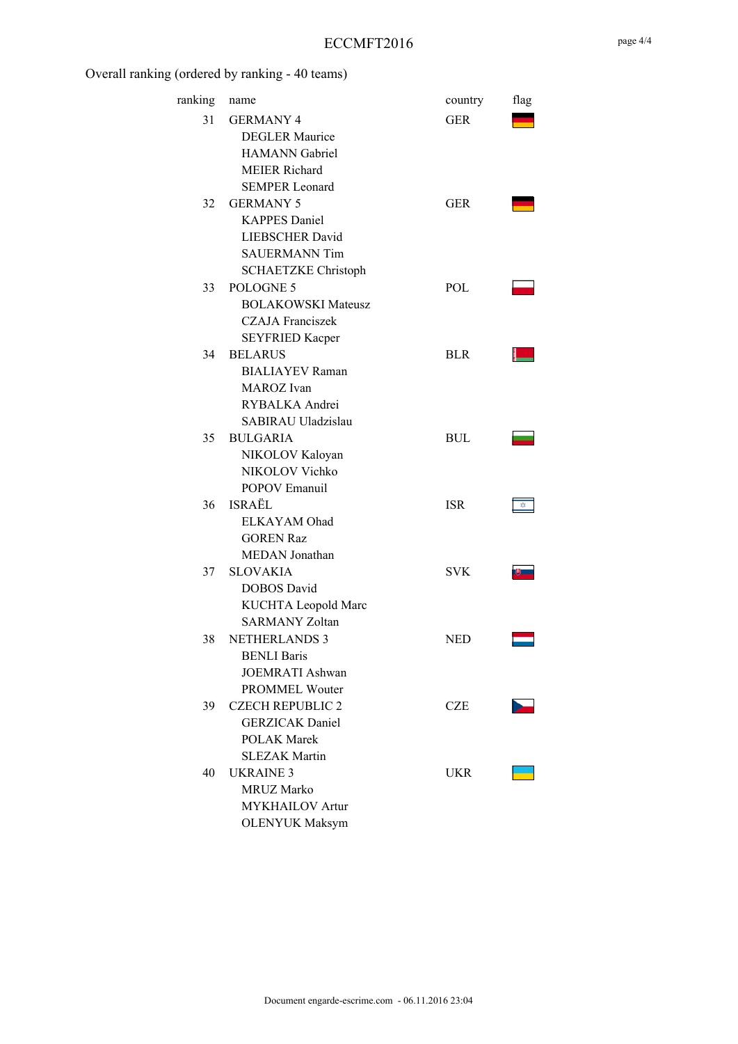Overall ranking (ordered by ranking - 40 teams)

| ranking | name | country | flag |
|---|---|---|---|
| 31 | GERMANY 4 | GER | |
| | DEGLER Maurice | | |
| | HAMANN Gabriel | | |
| | MEIER Richard | | |
| | SEMPER Leonard | | |
| 32 | GERMANY 5 | GER | |
| | KAPPES Daniel | | |
| | LIEBSCHER David | | |
| | SAUERMANN Tim | | |
| | SCHAETZKE Christoph | | |
| 33 | POLOGNE 5 | POL | |
| | BOLAKOWSKI Mateusz | | |
| | CZAJA Franciszek | | |
| | SEYFRIED Kacper | | |
| 34 | BELARUS | BLR | |
| | BIALIAYEV Raman | | |
| | MAROZ Ivan | | |
| | RYBALKA Andrei | | |
| | SABIRAU Uladzislau | | |
| 35 | BULGARIA | BUL | |
| | NIKOLOV Kaloyan | | |
| | NIKOLOV Vichko | | |
| | POPOV Emanuil | | |
| 36 | ISRAËL | ISR | |
| | ELKAYAM Ohad | | |
| | GOREN Raz | | |
| | MEDAN Jonathan | | |
| 37 | SLOVAKIA | SVK | |
| | DOBOS David | | |
| | KUCHTA Leopold Marc | | |
| | SARMANY Zoltan | | |
| 38 | NETHERLANDS 3 | NED | |
| | BENLI Baris | | |
| | JOEMRATI Ashwan | | |
| | PROMMEL Wouter | | |
| 39 | CZECH REPUBLIC 2 | CZE | |
| | GERZICAK Daniel | | |
| | POLAK Marek | | |
| | SLEZAK Martin | | |
| 40 | UKRAINE 3 | UKR | |
| | MRUZ Marko | | |
| | MYKHAILOV Artur | | |
| | OLENYUK Maksym | | |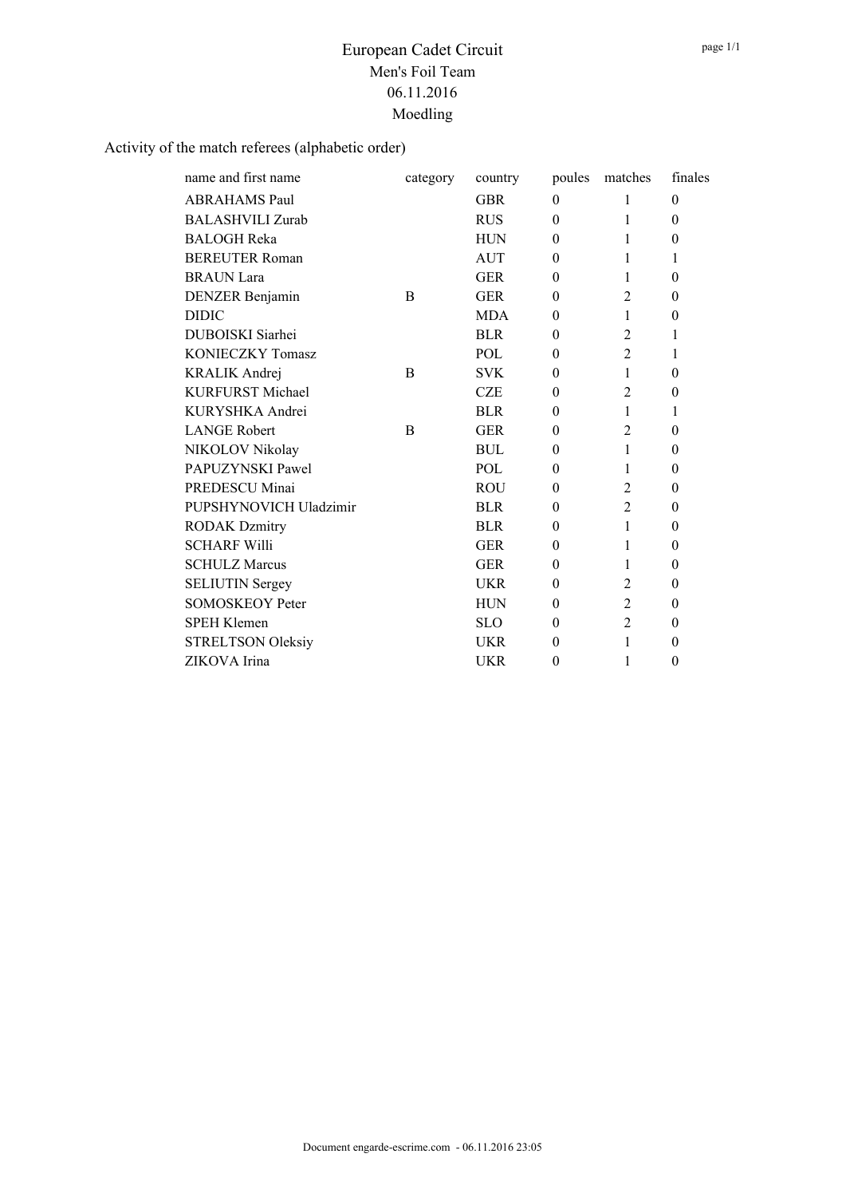# European Cadet Circuit
## Men's Foil Team
## 06.11.2016
## Moedling

Activity of the match referees (alphabetic order)

| name and first name | category | country | poules | matches | finales |
|---|---|---|---|---|---|
| ABRAHAMS Paul | | GBR | 0 | 1 | 0 |
| BALASHVILI Zurab | | RUS | 0 | 1 | 0 |
| BALOGH Reka | | HUN | 0 | 1 | 0 |
| BEREUTER Roman | | AUT | 0 | 1 | 1 |
| BRAUN Lara | | GER | 0 | 1 | 0 |
| DENZER Benjamin | B | GER | 0 | 2 | 0 |
| DIDIC | | MDA | 0 | 1 | 0 |
| DUBOISKI Siarhei | | BLR | 0 | 2 | 1 |
| KONIECZKY Tomasz | | POL | 0 | 2 | 1 |
| KRALIK Andrej | B | SVK | 0 | 1 | 0 |
| KURFURST Michael | | CZE | 0 | 2 | 0 |
| KURYSHKA Andrei | | BLR | 0 | 1 | 1 |
| LANGE Robert | B | GER | 0 | 2 | 0 |
| NIKOLOV Nikolay | | BUL | 0 | 1 | 0 |
| PAPUZYNSKI Pawel | | POL | 0 | 1 | 0 |
| PREDESCU Minai | | ROU | 0 | 2 | 0 |
| PUPSHYNOVICH Uladzimir | | BLR | 0 | 2 | 0 |
| RODAK Dzmitry | | BLR | 0 | 1 | 0 |
| SCHARF Willi | | GER | 0 | 1 | 0 |
| SCHULZ Marcus | | GER | 0 | 1 | 0 |
| SELIUTIN Sergey | | UKR | 0 | 2 | 0 |
| SOMOSKEOY Peter | | HUN | 0 | 2 | 0 |
| SPEH Klemen | | SLO | 0 | 2 | 0 |
| STRELTSON Oleksiy | | UKR | 0 | 1 | 0 |
| ZIKOVA Irina | | UKR | 0 | 1 | 0 |

Document engarde-escrime.com - 06.11.2016 23:05